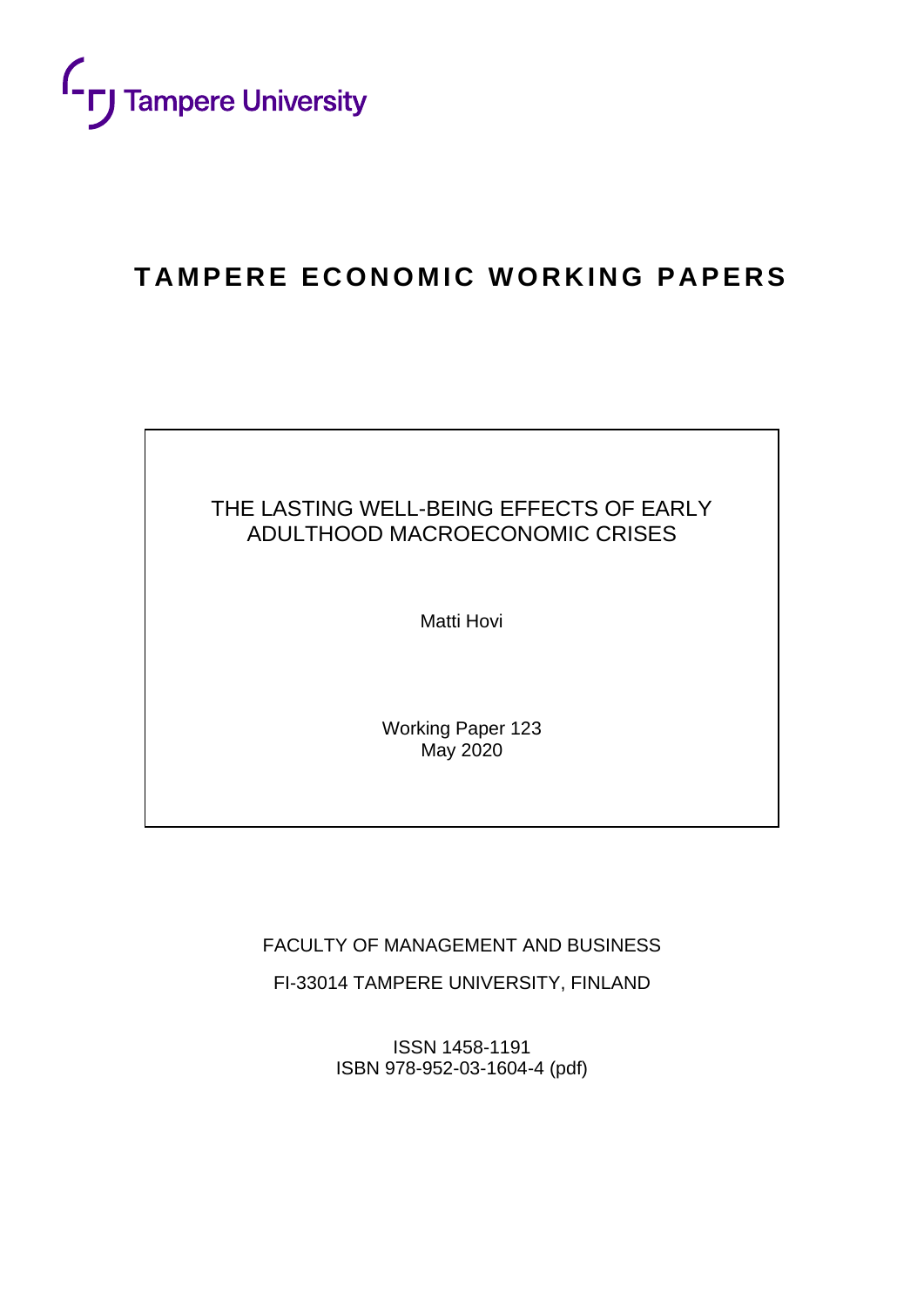Tampere University

# TAMPERE ECONOMIC WORKING PAPERS

## THE LASTING WELL-BEING EFFECTS OF EARLY ADULTHOOD MACROECONOMIC CRISES

Matti Hovi

Working Paper 123
May 2020

FACULTY OF MANAGEMENT AND BUSINESS

FI-33014 TAMPERE UNIVERSITY, FINLAND

ISSN 1458-1191
ISBN 978-952-03-1604-4 (pdf)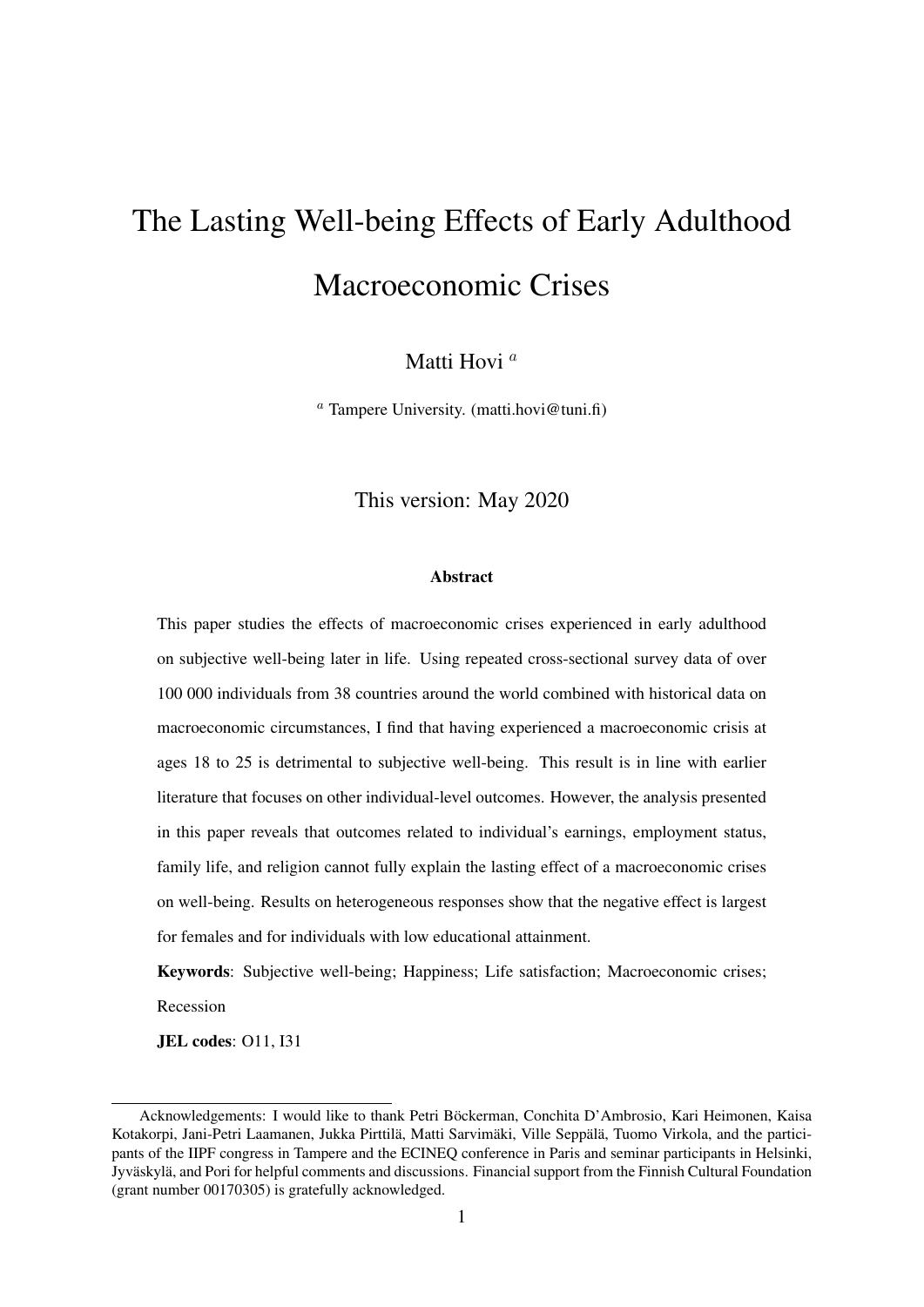# The Lasting Well-being Effects of Early Adulthood Macroeconomic Crises

Matti Hovi [a]

[a] Tampere University. (matti.hovi@tuni.fi)

This version: May 2020

### Abstract

This paper studies the effects of macroeconomic crises experienced in early adulthood on subjective well-being later in life. Using repeated cross-sectional survey data of over 100 000 individuals from 38 countries around the world combined with historical data on macroeconomic circumstances, I find that having experienced a macroeconomic crisis at ages 18 to 25 is detrimental to subjective well-being. This result is in line with earlier literature that focuses on other individual-level outcomes. However, the analysis presented in this paper reveals that outcomes related to individual's earnings, employment status, family life, and religion cannot fully explain the lasting effect of a macroeconomic crises on well-being. Results on heterogeneous responses show that the negative effect is largest for females and for individuals with low educational attainment.

**Keywords**: Subjective well-being; Happiness; Life satisfaction; Macroeconomic crises; Recession

**JEL codes**: O11, I31

Acknowledgements: I would like to thank Petri Böckerman, Conchita D'Ambrosio, Kari Heimonen, Kaisa Kotakorpi, Jani-Petri Laamanen, Jukka Pirttilä, Matti Sarvimäki, Ville Seppälä, Tuomo Virkola, and the participants of the IIPF congress in Tampere and the ECINEQ conference in Paris and seminar participants in Helsinki, Jyväskylä, and Pori for helpful comments and discussions. Financial support from the Finnish Cultural Foundation (grant number 00170305) is gratefully acknowledged.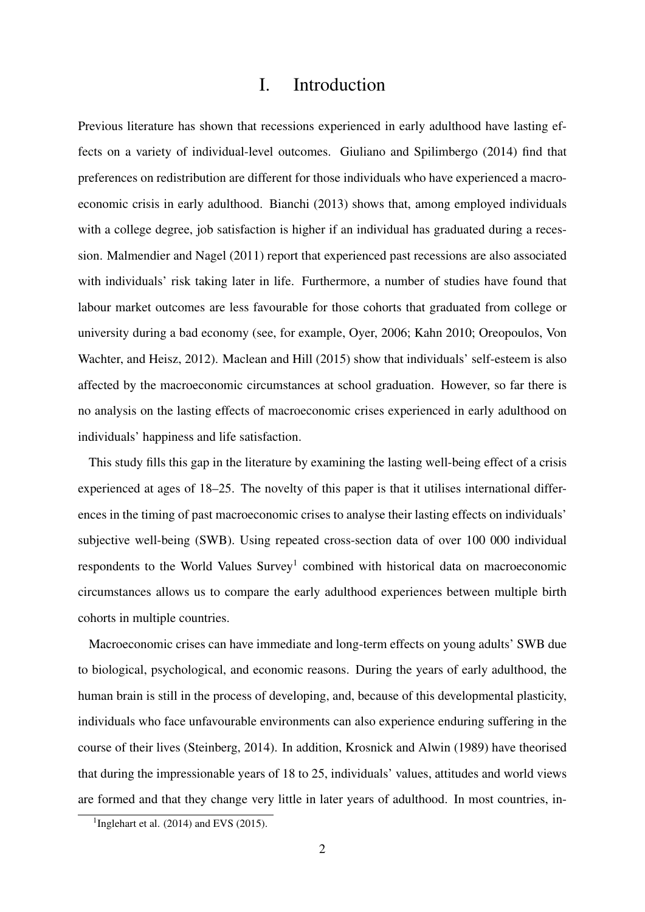# I. Introduction

Previous literature has shown that recessions experienced in early adulthood have lasting effects on a variety of individual-level outcomes. Giuliano and Spilimbergo (2014) find that preferences on redistribution are different for those individuals who have experienced a macroeconomic crisis in early adulthood. Bianchi (2013) shows that, among employed individuals with a college degree, job satisfaction is higher if an individual has graduated during a recession. Malmendier and Nagel (2011) report that experienced past recessions are also associated with individuals' risk taking later in life. Furthermore, a number of studies have found that labour market outcomes are less favourable for those cohorts that graduated from college or university during a bad economy (see, for example, Oyer, 2006; Kahn 2010; Oreopoulos, Von Wachter, and Heisz, 2012). Maclean and Hill (2015) show that individuals' self-esteem is also affected by the macroeconomic circumstances at school graduation. However, so far there is no analysis on the lasting effects of macroeconomic crises experienced in early adulthood on individuals' happiness and life satisfaction.

This study fills this gap in the literature by examining the lasting well-being effect of a crisis experienced at ages of 18–25. The novelty of this paper is that it utilises international differences in the timing of past macroeconomic crises to analyse their lasting effects on individuals' subjective well-being (SWB). Using repeated cross-section data of over 100 000 individual respondents to the World Values Survey[1] combined with historical data on macroeconomic circumstances allows us to compare the early adulthood experiences between multiple birth cohorts in multiple countries.

Macroeconomic crises can have immediate and long-term effects on young adults' SWB due to biological, psychological, and economic reasons. During the years of early adulthood, the human brain is still in the process of developing, and, because of this developmental plasticity, individuals who face unfavourable environments can also experience enduring suffering in the course of their lives (Steinberg, 2014). In addition, Krosnick and Alwin (1989) have theorised that during the impressionable years of 18 to 25, individuals' values, attitudes and world views are formed and that they change very little in later years of adulthood. In most countries, in-

[1] Inglehart et al. (2014) and EVS (2015).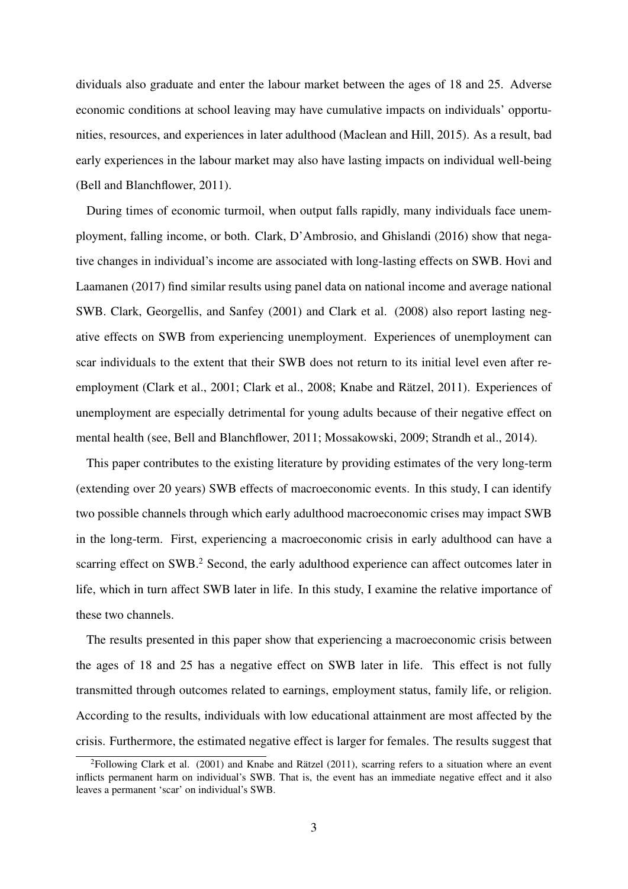dividuals also graduate and enter the labour market between the ages of 18 and 25. Adverse economic conditions at school leaving may have cumulative impacts on individuals' opportunities, resources, and experiences in later adulthood (Maclean and Hill, 2015). As a result, bad early experiences in the labour market may also have lasting impacts on individual well-being (Bell and Blanchflower, 2011).

During times of economic turmoil, when output falls rapidly, many individuals face unemployment, falling income, or both. Clark, D'Ambrosio, and Ghislandi (2016) show that negative changes in individual's income are associated with long-lasting effects on SWB. Hovi and Laamanen (2017) find similar results using panel data on national income and average national SWB. Clark, Georgellis, and Sanfey (2001) and Clark et al. (2008) also report lasting negative effects on SWB from experiencing unemployment. Experiences of unemployment can scar individuals to the extent that their SWB does not return to its initial level even after reemployment (Clark et al., 2001; Clark et al., 2008; Knabe and Rätzel, 2011). Experiences of unemployment are especially detrimental for young adults because of their negative effect on mental health (see, Bell and Blanchflower, 2011; Mossakowski, 2009; Strandh et al., 2014).

This paper contributes to the existing literature by providing estimates of the very long-term (extending over 20 years) SWB effects of macroeconomic events. In this study, I can identify two possible channels through which early adulthood macroeconomic crises may impact SWB in the long-term. First, experiencing a macroeconomic crisis in early adulthood can have a scarring effect on SWB.[2] Second, the early adulthood experience can affect outcomes later in life, which in turn affect SWB later in life. In this study, I examine the relative importance of these two channels.

The results presented in this paper show that experiencing a macroeconomic crisis between the ages of 18 and 25 has a negative effect on SWB later in life. This effect is not fully transmitted through outcomes related to earnings, employment status, family life, or religion. According to the results, individuals with low educational attainment are most affected by the crisis. Furthermore, the estimated negative effect is larger for females. The results suggest that

[2] Following Clark et al. (2001) and Knabe and Rätzel (2011), scarring refers to a situation where an event inflicts permanent harm on individual's SWB. That is, the event has an immediate negative effect and it also leaves a permanent 'scar' on individual's SWB.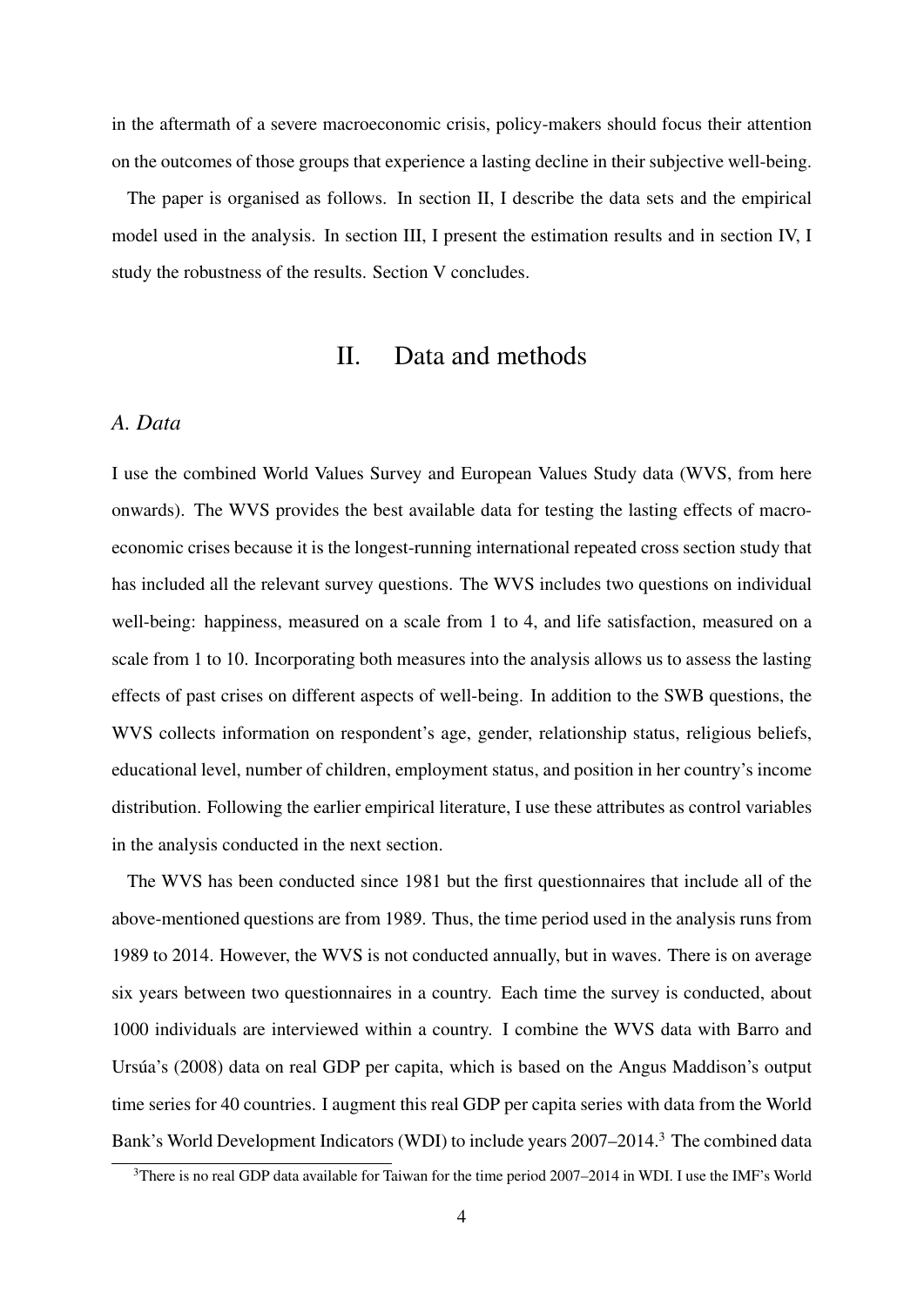in the aftermath of a severe macroeconomic crisis, policy-makers should focus their attention on the outcomes of those groups that experience a lasting decline in their subjective well-being.

The paper is organised as follows. In section II, I describe the data sets and the empirical model used in the analysis. In section III, I present the estimation results and in section IV, I study the robustness of the results. Section V concludes.

## II. Data and methods

### *A. Data*

I use the combined World Values Survey and European Values Study data (WVS, from here onwards). The WVS provides the best available data for testing the lasting effects of macro-economic crises because it is the longest-running international repeated cross section study that has included all the relevant survey questions. The WVS includes two questions on individual well-being: happiness, measured on a scale from 1 to 4, and life satisfaction, measured on a scale from 1 to 10. Incorporating both measures into the analysis allows us to assess the lasting effects of past crises on different aspects of well-being. In addition to the SWB questions, the WVS collects information on respondent's age, gender, relationship status, religious beliefs, educational level, number of children, employment status, and position in her country's income distribution. Following the earlier empirical literature, I use these attributes as control variables in the analysis conducted in the next section.

The WVS has been conducted since 1981 but the first questionnaires that include all of the above-mentioned questions are from 1989. Thus, the time period used in the analysis runs from 1989 to 2014. However, the WVS is not conducted annually, but in waves. There is on average six years between two questionnaires in a country. Each time the survey is conducted, about 1000 individuals are interviewed within a country. I combine the WVS data with Barro and Ursúa's (2008) data on real GDP per capita, which is based on the Angus Maddison's output time series for 40 countries. I augment this real GDP per capita series with data from the World Bank's World Development Indicators (WDI) to include years 2007–2014.[3] The combined data

[3]There is no real GDP data available for Taiwan for the time period 2007–2014 in WDI. I use the IMF's World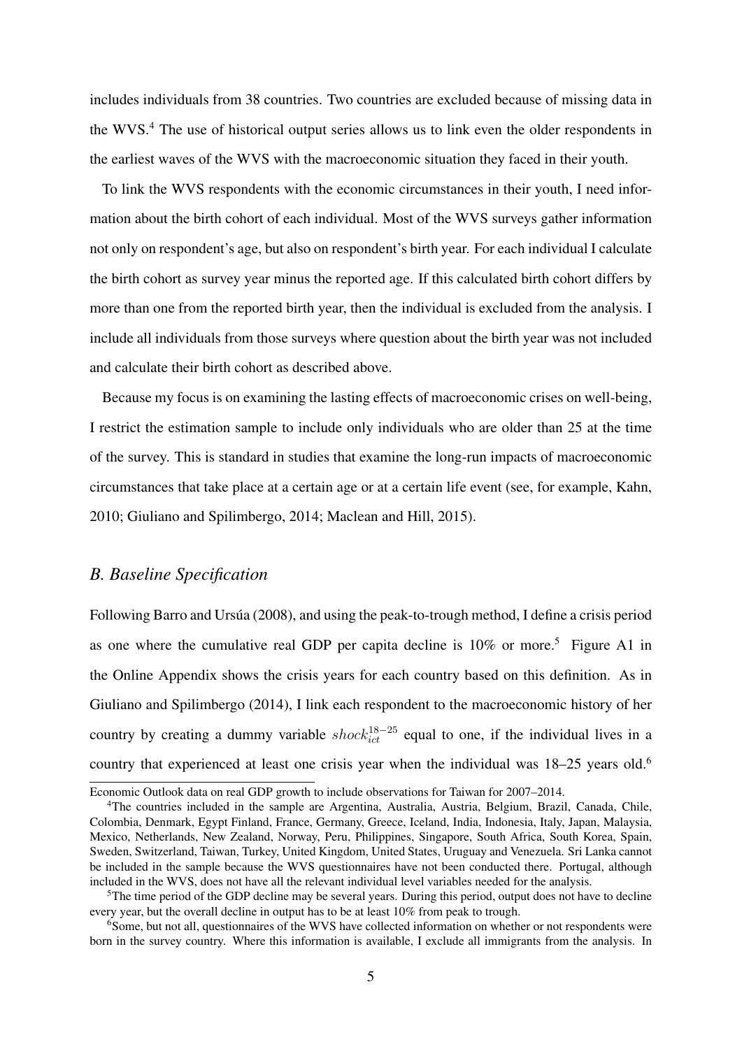includes individuals from 38 countries. Two countries are excluded because of missing data in the WVS.[4] The use of historical output series allows us to link even the older respondents in the earliest waves of the WVS with the macroeconomic situation they faced in their youth.

To link the WVS respondents with the economic circumstances in their youth, I need information about the birth cohort of each individual. Most of the WVS surveys gather information not only on respondent's age, but also on respondent's birth year. For each individual I calculate the birth cohort as survey year minus the reported age. If this calculated birth cohort differs by more than one from the reported birth year, then the individual is excluded from the analysis. I include all individuals from those surveys where question about the birth year was not included and calculate their birth cohort as described above.

Because my focus is on examining the lasting effects of macroeconomic crises on well-being, I restrict the estimation sample to include only individuals who are older than 25 at the time of the survey. This is standard in studies that examine the long-run impacts of macroeconomic circumstances that take place at a certain age or at a certain life event (see, for example, Kahn, 2010; Giuliano and Spilimbergo, 2014; Maclean and Hill, 2015).

## *B. Baseline Specification*

Following Barro and Ursúa (2008), and using the peak-to-trough method, I define a crisis period as one where the cumulative real GDP per capita decline is 10% or more.[5] Figure A1 in the Online Appendix shows the crisis years for each country based on this definition. As in Giuliano and Spilimbergo (2014), I link each respondent to the macroeconomic history of her country by creating a dummy variable $shock_{ict}^{18-25}$ equal to one, if the individual lives in a country that experienced at least one crisis year when the individual was 18–25 years old.[6]

---

Economic Outlook data on real GDP growth to include observations for Taiwan for 2007–2014.

[4]The countries included in the sample are Argentina, Australia, Austria, Belgium, Brazil, Canada, Chile, Colombia, Denmark, Egypt Finland, France, Germany, Greece, Iceland, India, Indonesia, Italy, Japan, Malaysia, Mexico, Netherlands, New Zealand, Norway, Peru, Philippines, Singapore, South Africa, South Korea, Spain, Sweden, Switzerland, Taiwan, Turkey, United Kingdom, United States, Uruguay and Venezuela. Sri Lanka cannot be included in the sample because the WVS questionnaires have not been conducted there. Portugal, although included in the WVS, does not have all the relevant individual level variables needed for the analysis.

[5]The time period of the GDP decline may be several years. During this period, output does not have to decline every year, but the overall decline in output has to be at least 10% from peak to trough.

[6]Some, but not all, questionnaires of the WVS have collected information on whether or not respondents were born in the survey country. Where this information is available, I exclude all immigrants from the analysis. In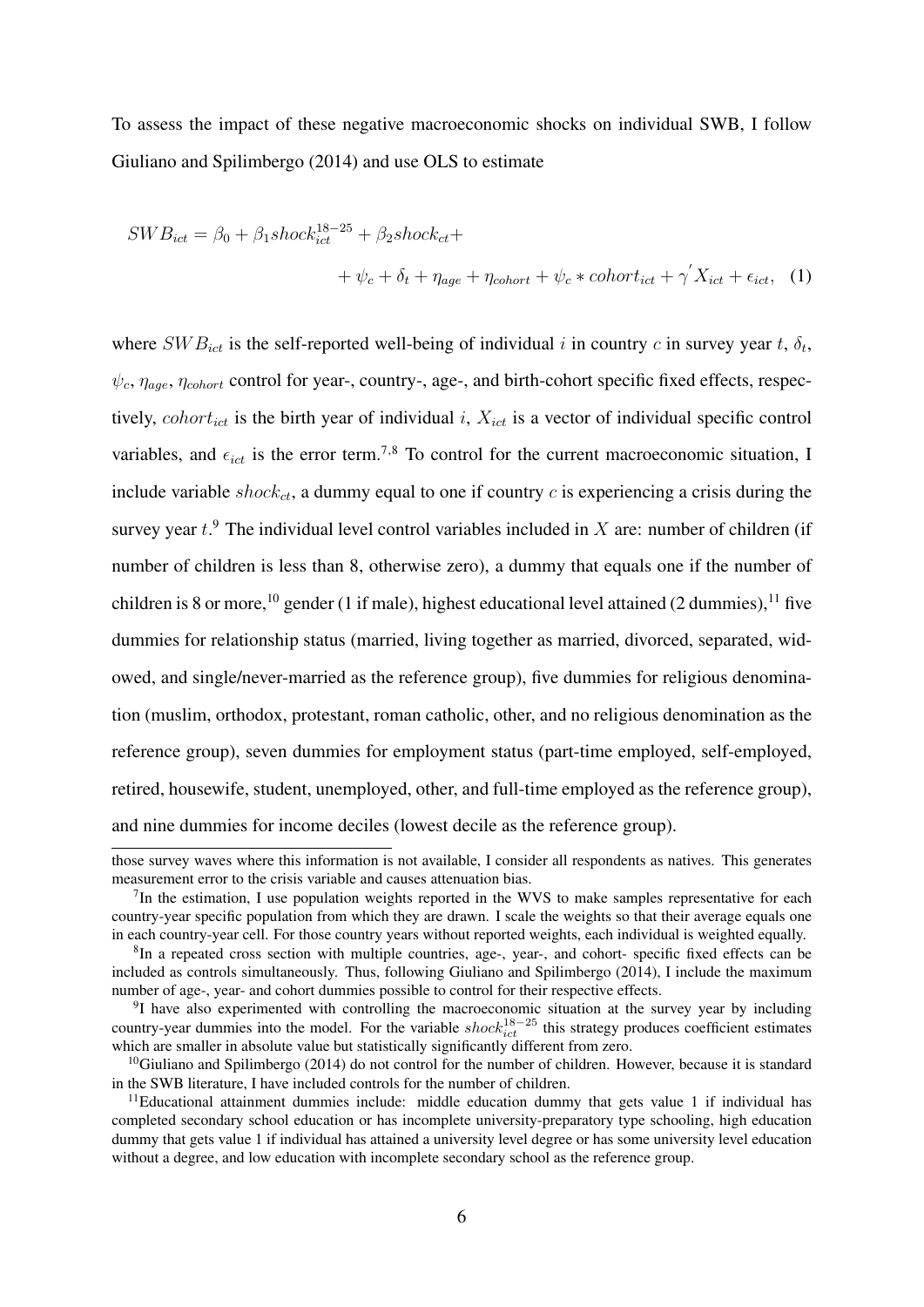To assess the impact of these negative macroeconomic shocks on individual SWB, I follow Giuliano and Spilimbergo (2014) and use OLS to estimate

$$
\begin{aligned}
SWB_{ict} = \beta_0 + \beta_1 shock_{ict}^{18-25} + \beta_2 shock_{ct} + \\
+ \psi_c + \delta_t + \eta_{age} + \eta_{cohort} + \psi_c * cohort_{ict} + \gamma^{'} X_{ict} + \epsilon_{ict}, \quad (1)
\end{aligned}
$$

where $SWB_{ict}$ is the self-reported well-being of individual $i$ in country $c$ in survey year $t$, $\delta_t$, $\psi_c$, $\eta_{age}$, $\eta_{cohort}$ control for year-, country-, age-, and birth-cohort specific fixed effects, respectively, $cohort_{ict}$ is the birth year of individual $i$, $X_{ict}$ is a vector of individual specific control variables, and $\epsilon_{ict}$ is the error term.[7,8] To control for the current macroeconomic situation, I include variable $shock_{ct}$, a dummy equal to one if country $c$ is experiencing a crisis during the survey year $t$.[9] The individual level control variables included in $X$ are: number of children (if number of children is less than 8, otherwise zero), a dummy that equals one if the number of children is 8 or more,[10] gender (1 if male), highest educational level attained (2 dummies),[11] five dummies for relationship status (married, living together as married, divorced, separated, widowed, and single/never-married as the reference group), five dummies for religious denomination (muslim, orthodox, protestant, roman catholic, other, and no religious denomination as the reference group), seven dummies for employment status (part-time employed, self-employed, retired, housewife, student, unemployed, other, and full-time employed as the reference group), and nine dummies for income deciles (lowest decile as the reference group).

---

those survey waves where this information is not available, I consider all respondents as natives. This generates measurement error to the crisis variable and causes attenuation bias.

[7] In the estimation, I use population weights reported in the WVS to make samples representative for each country-year specific population from which they are drawn. I scale the weights so that their average equals one in each country-year cell. For those country years without reported weights, each individual is weighted equally.

[8] In a repeated cross section with multiple countries, age-, year-, and cohort- specific fixed effects can be included as controls simultaneously. Thus, following Giuliano and Spilimbergo (2014), I include the maximum number of age-, year- and cohort dummies possible to control for their respective effects.

[9] I have also experimented with controlling the macroeconomic situation at the survey year by including country-year dummies into the model. For the variable $shock_{ict}^{18-25}$ this strategy produces coefficient estimates which are smaller in absolute value but statistically significantly different from zero.

[10] Giuliano and Spilimbergo (2014) do not control for the number of children. However, because it is standard in the SWB literature, I have included controls for the number of children.

[11] Educational attainment dummies include: middle education dummy that gets value 1 if individual has completed secondary school education or has incomplete university-preparatory type schooling, high education dummy that gets value 1 if individual has attained a university level degree or has some university level education without a degree, and low education with incomplete secondary school as the reference group.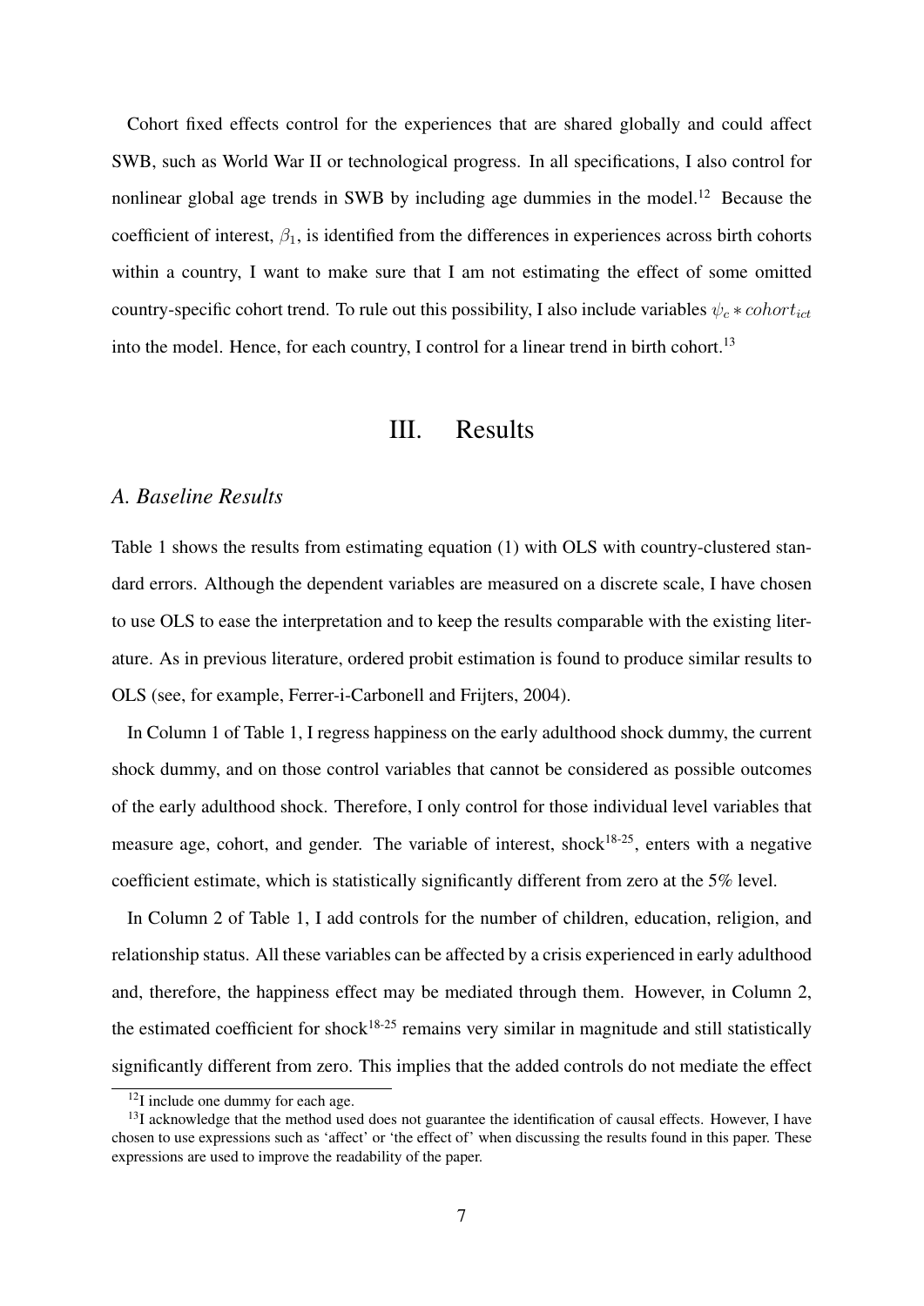Cohort fixed effects control for the experiences that are shared globally and could affect SWB, such as World War II or technological progress. In all specifications, I also control for nonlinear global age trends in SWB by including age dummies in the model.[12] Because the coefficient of interest, $\beta_1$, is identified from the differences in experiences across birth cohorts within a country, I want to make sure that I am not estimating the effect of some omitted country-specific cohort trend. To rule out this possibility, I also include variables $\psi_c * cohort_{ict}$ into the model. Hence, for each country, I control for a linear trend in birth cohort.[13]

# III. Results

### *A. Baseline Results*

Table 1 shows the results from estimating equation (1) with OLS with country-clustered standard errors. Although the dependent variables are measured on a discrete scale, I have chosen to use OLS to ease the interpretation and to keep the results comparable with the existing literature. As in previous literature, ordered probit estimation is found to produce similar results to OLS (see, for example, Ferrer-i-Carbonell and Frijters, 2004).

In Column 1 of Table 1, I regress happiness on the early adulthood shock dummy, the current shock dummy, and on those control variables that cannot be considered as possible outcomes of the early adulthood shock. Therefore, I only control for those individual level variables that measure age, cohort, and gender. The variable of interest, shock$^{18\text{-}25}$, enters with a negative coefficient estimate, which is statistically significantly different from zero at the 5% level.

In Column 2 of Table 1, I add controls for the number of children, education, religion, and relationship status. All these variables can be affected by a crisis experienced in early adulthood and, therefore, the happiness effect may be mediated through them. However, in Column 2, the estimated coefficient for shock$^{18\text{-}25}$ remains very similar in magnitude and still statistically significantly different from zero. This implies that the added controls do not mediate the effect

[12] I include one dummy for each age.

[13] I acknowledge that the method used does not guarantee the identification of causal effects. However, I have chosen to use expressions such as 'affect' or 'the effect of' when discussing the results found in this paper. These expressions are used to improve the readability of the paper.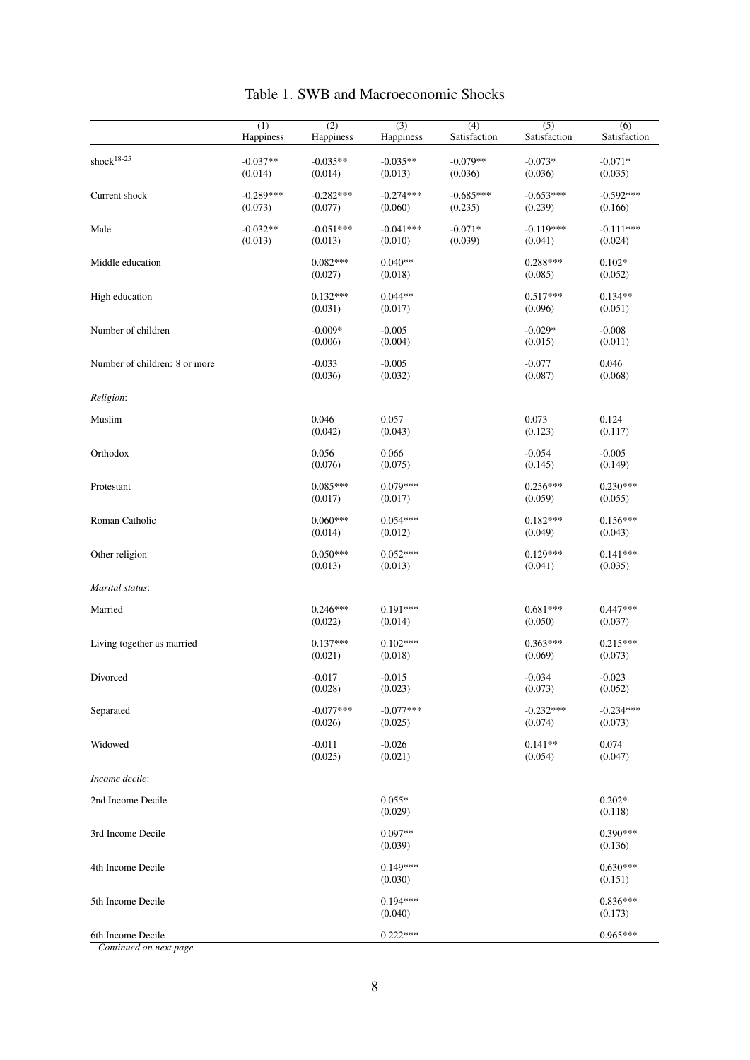# Table 1. SWB and Macroeconomic Shocks

| | (1) Happiness | (2) Happiness | (3) Happiness | (4) Satisfaction | (5) Satisfaction | (6) Satisfaction |
|---|---|---|---|---|---|---|
| shock$^{18\text{-}25}$ | -0.037** | -0.035** | -0.035** | -0.079** | -0.073* | -0.071* |
| | (0.014) | (0.014) | (0.013) | (0.036) | (0.036) | (0.035) |
| Current shock | -0.289*** | -0.282*** | -0.274*** | -0.685*** | -0.653*** | -0.592*** |
| | (0.073) | (0.077) | (0.060) | (0.235) | (0.239) | (0.166) |
| Male | -0.032** | -0.051*** | -0.041*** | -0.071* | -0.119*** | -0.111*** |
| | (0.013) | (0.013) | (0.010) | (0.039) | (0.041) | (0.024) |
| Middle education | | 0.082*** | 0.040** | | 0.288*** | 0.102* |
| | | (0.027) | (0.018) | | (0.085) | (0.052) |
| High education | | 0.132*** | 0.044** | | 0.517*** | 0.134** |
| | | (0.031) | (0.017) | | (0.096) | (0.051) |
| Number of children | | -0.009* | -0.005 | | -0.029* | -0.008 |
| | | (0.006) | (0.004) | | (0.015) | (0.011) |
| Number of children: 8 or more | | -0.033 | -0.005 | | -0.077 | 0.046 |
| | | (0.036) | (0.032) | | (0.087) | (0.068) |
| *Religion*: | | | | | | |
| Muslim | | 0.046 | 0.057 | | 0.073 | 0.124 |
| | | (0.042) | (0.043) | | (0.123) | (0.117) |
| Orthodox | | 0.056 | 0.066 | | -0.054 | -0.005 |
| | | (0.076) | (0.075) | | (0.145) | (0.149) |
| Protestant | | 0.085*** | 0.079*** | | 0.256*** | 0.230*** |
| | | (0.017) | (0.017) | | (0.059) | (0.055) |
| Roman Catholic | | 0.060*** | 0.054*** | | 0.182*** | 0.156*** |
| | | (0.014) | (0.012) | | (0.049) | (0.043) |
| Other religion | | 0.050*** | 0.052*** | | 0.129*** | 0.141*** |
| | | (0.013) | (0.013) | | (0.041) | (0.035) |
| *Marital status*: | | | | | | |
| Married | | 0.246*** | 0.191*** | | 0.681*** | 0.447*** |
| | | (0.022) | (0.014) | | (0.050) | (0.037) |
| Living together as married | | 0.137*** | 0.102*** | | 0.363*** | 0.215*** |
| | | (0.021) | (0.018) | | (0.069) | (0.073) |
| Divorced | | -0.017 | -0.015 | | -0.034 | -0.023 |
| | | (0.028) | (0.023) | | (0.073) | (0.052) |
| Separated | | -0.077*** | -0.077*** | | -0.232*** | -0.234*** |
| | | (0.026) | (0.025) | | (0.074) | (0.073) |
| Widowed | | -0.011 | -0.026 | | 0.141** | 0.074 |
| | | (0.025) | (0.021) | | (0.054) | (0.047) |
| *Income decile*: | | | | | | |
| 2nd Income Decile | | | 0.055* | | | 0.202* |
| | | | (0.029) | | | (0.118) |
| 3rd Income Decile | | | 0.097** | | | 0.390*** |
| | | | (0.039) | | | (0.136) |
| 4th Income Decile | | | 0.149*** | | | 0.630*** |
| | | | (0.030) | | | (0.151) |
| 5th Income Decile | | | 0.194*** | | | 0.836*** |
| | | | (0.040) | | | (0.173) |
| 6th Income Decile | | | 0.222*** | | | 0.965*** |

*Continued on next page*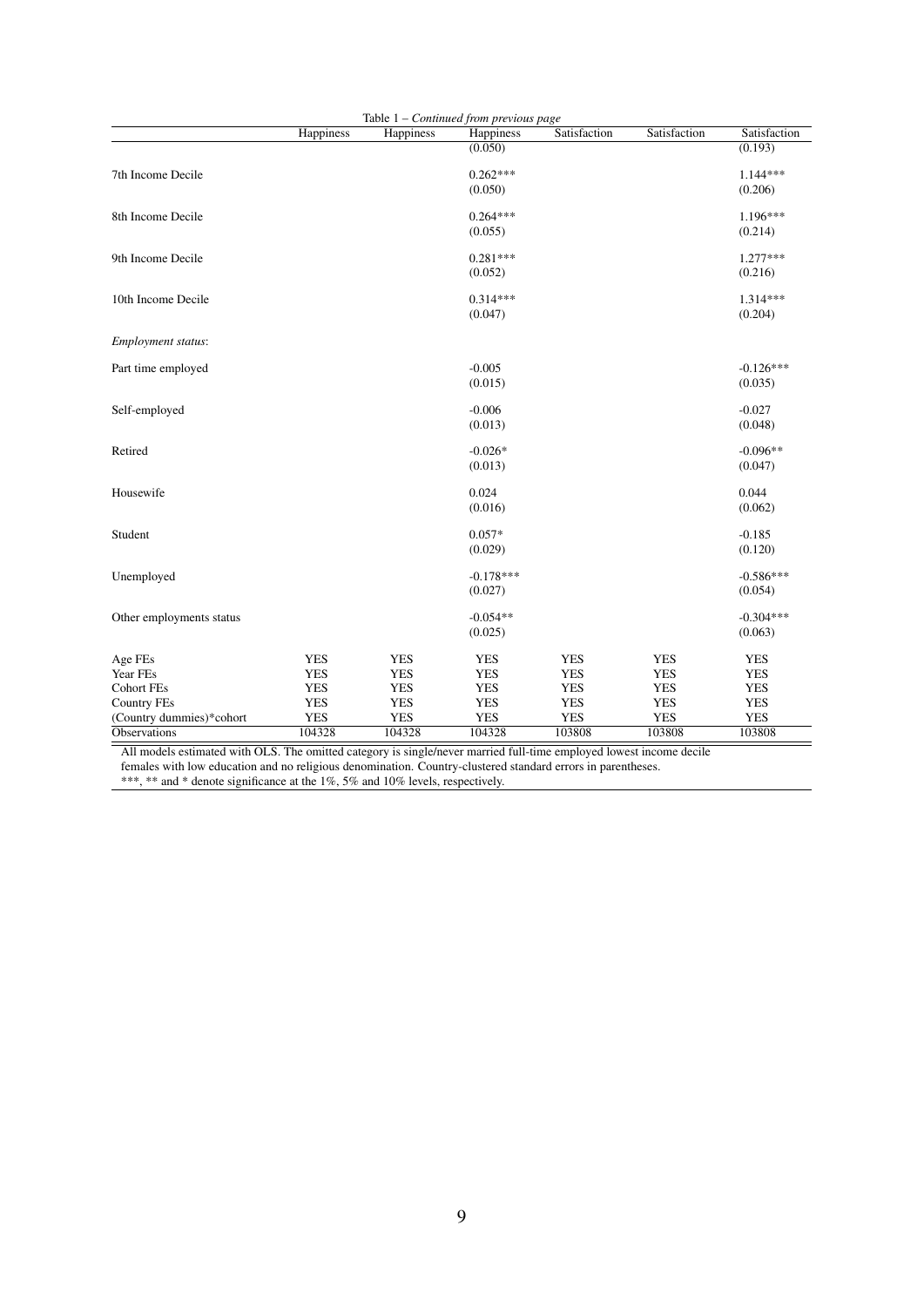Table 1 – *Continued from previous page*

| | Happiness | Happiness | Happiness | Satisfaction | Satisfaction | Satisfaction |
|---|---|---|---|---|---|---|
| | | | (0.050) | | | (0.193) |
| 7th Income Decile | | | 0.262*** | | | 1.144*** |
| | | | (0.050) | | | (0.206) |
| 8th Income Decile | | | 0.264*** | | | 1.196*** |
| | | | (0.055) | | | (0.214) |
| 9th Income Decile | | | 0.281*** | | | 1.277*** |
| | | | (0.052) | | | (0.216) |
| 10th Income Decile | | | 0.314*** | | | 1.314*** |
| | | | (0.047) | | | (0.204) |
| *Employment status*: | | | | | | |
| Part time employed | | | -0.005 | | | -0.126*** |
| | | | (0.015) | | | (0.035) |
| Self-employed | | | -0.006 | | | -0.027 |
| | | | (0.013) | | | (0.048) |
| Retired | | | -0.026* | | | -0.096** |
| | | | (0.013) | | | (0.047) |
| Housewife | | | 0.024 | | | 0.044 |
| | | | (0.016) | | | (0.062) |
| Student | | | 0.057* | | | -0.185 |
| | | | (0.029) | | | (0.120) |
| Unemployed | | | -0.178*** | | | -0.586*** |
| | | | (0.027) | | | (0.054) |
| Other employments status | | | -0.054** | | | -0.304*** |
| | | | (0.025) | | | (0.063) |
| Age FEs | YES | YES | YES | YES | YES | YES |
| Year FEs | YES | YES | YES | YES | YES | YES |
| Cohort FEs | YES | YES | YES | YES | YES | YES |
| Country FEs | YES | YES | YES | YES | YES | YES |
| (Country dummies)*cohort | YES | YES | YES | YES | YES | YES |
| Observations | 104328 | 104328 | 104328 | 103808 | 103808 | 103808 |

All models estimated with OLS. The omitted category is single/never married full-time employed lowest income decile females with low education and no religious denomination. Country-clustered standard errors in parentheses.
***, ** and * denote significance at the 1%, 5% and 10% levels, respectively.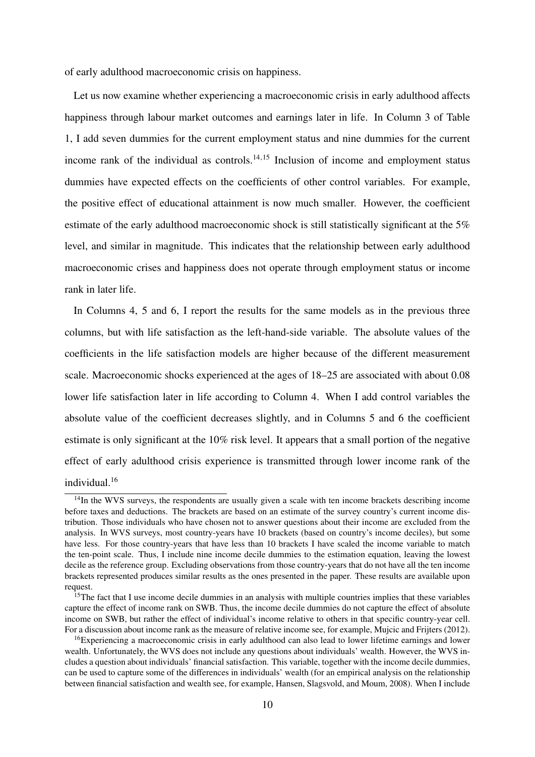of early adulthood macroeconomic crisis on happiness.

Let us now examine whether experiencing a macroeconomic crisis in early adulthood affects happiness through labour market outcomes and earnings later in life. In Column 3 of Table 1, I add seven dummies for the current employment status and nine dummies for the current income rank of the individual as controls.[14,15] Inclusion of income and employment status dummies have expected effects on the coefficients of other control variables. For example, the positive effect of educational attainment is now much smaller. However, the coefficient estimate of the early adulthood macroeconomic shock is still statistically significant at the 5% level, and similar in magnitude. This indicates that the relationship between early adulthood macroeconomic crises and happiness does not operate through employment status or income rank in later life.

In Columns 4, 5 and 6, I report the results for the same models as in the previous three columns, but with life satisfaction as the left-hand-side variable. The absolute values of the coefficients in the life satisfaction models are higher because of the different measurement scale. Macroeconomic shocks experienced at the ages of 18–25 are associated with about 0.08 lower life satisfaction later in life according to Column 4. When I add control variables the absolute value of the coefficient decreases slightly, and in Columns 5 and 6 the coefficient estimate is only significant at the 10% risk level. It appears that a small portion of the negative effect of early adulthood crisis experience is transmitted through lower income rank of the individual.[16]

[14]In the WVS surveys, the respondents are usually given a scale with ten income brackets describing income before taxes and deductions. The brackets are based on an estimate of the survey country's current income distribution. Those individuals who have chosen not to answer questions about their income are excluded from the analysis. In WVS surveys, most country-years have 10 brackets (based on country's income deciles), but some have less. For those country-years that have less than 10 brackets I have scaled the income variable to match the ten-point scale. Thus, I include nine income decile dummies to the estimation equation, leaving the lowest decile as the reference group. Excluding observations from those country-years that do not have all the ten income brackets represented produces similar results as the ones presented in the paper. These results are available upon request.

[15]The fact that I use income decile dummies in an analysis with multiple countries implies that these variables capture the effect of income rank on SWB. Thus, the income decile dummies do not capture the effect of absolute income on SWB, but rather the effect of individual's income relative to others in that specific country-year cell. For a discussion about income rank as the measure of relative income see, for example, Mujcic and Frijters (2012).

[16]Experiencing a macroeconomic crisis in early adulthood can also lead to lower lifetime earnings and lower wealth. Unfortunately, the WVS does not include any questions about individuals' wealth. However, the WVS includes a question about individuals' financial satisfaction. This variable, together with the income decile dummies, can be used to capture some of the differences in individuals' wealth (for an empirical analysis on the relationship between financial satisfaction and wealth see, for example, Hansen, Slagsvold, and Moum, 2008). When I include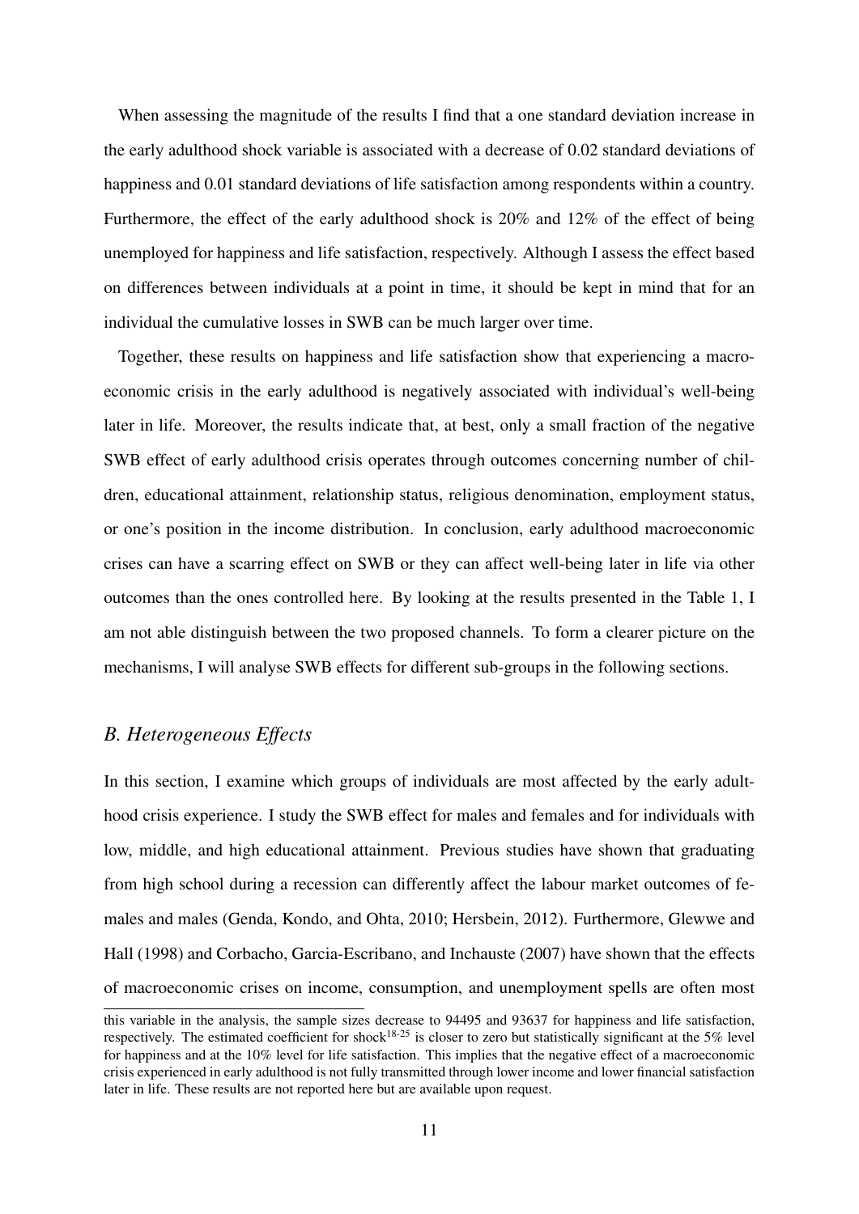When assessing the magnitude of the results I find that a one standard deviation increase in the early adulthood shock variable is associated with a decrease of 0.02 standard deviations of happiness and 0.01 standard deviations of life satisfaction among respondents within a country. Furthermore, the effect of the early adulthood shock is 20% and 12% of the effect of being unemployed for happiness and life satisfaction, respectively. Although I assess the effect based on differences between individuals at a point in time, it should be kept in mind that for an individual the cumulative losses in SWB can be much larger over time.

Together, these results on happiness and life satisfaction show that experiencing a macroeconomic crisis in the early adulthood is negatively associated with individual's well-being later in life. Moreover, the results indicate that, at best, only a small fraction of the negative SWB effect of early adulthood crisis operates through outcomes concerning number of children, educational attainment, relationship status, religious denomination, employment status, or one's position in the income distribution. In conclusion, early adulthood macroeconomic crises can have a scarring effect on SWB or they can affect well-being later in life via other outcomes than the ones controlled here. By looking at the results presented in the Table 1, I am not able distinguish between the two proposed channels. To form a clearer picture on the mechanisms, I will analyse SWB effects for different sub-groups in the following sections.

## *B. Heterogeneous Effects*

In this section, I examine which groups of individuals are most affected by the early adulthood crisis experience. I study the SWB effect for males and females and for individuals with low, middle, and high educational attainment. Previous studies have shown that graduating from high school during a recession can differently affect the labour market outcomes of females and males (Genda, Kondo, and Ohta, 2010; Hersbein, 2012). Furthermore, Glewwe and Hall (1998) and Corbacho, Garcia-Escribano, and Inchauste (2007) have shown that the effects of macroeconomic crises on income, consumption, and unemployment spells are often most

this variable in the analysis, the sample sizes decrease to 94495 and 93637 for happiness and life satisfaction, respectively. The estimated coefficient for $\text{shock}^{18\text{-}25}$ is closer to zero but statistically significant at the 5% level for happiness and at the 10% level for life satisfaction. This implies that the negative effect of a macroeconomic crisis experienced in early adulthood is not fully transmitted through lower income and lower financial satisfaction later in life. These results are not reported here but are available upon request.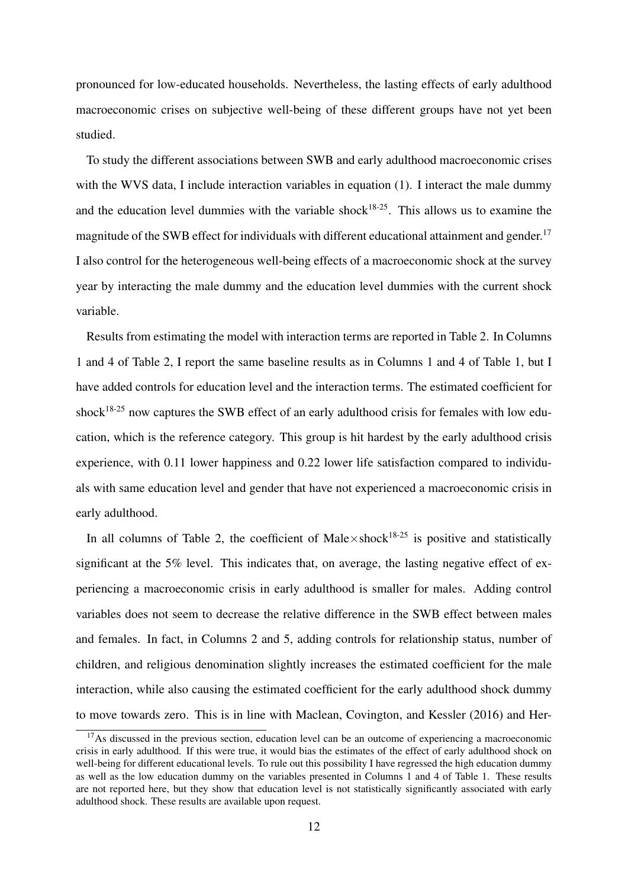pronounced for low-educated households. Nevertheless, the lasting effects of early adulthood macroeconomic crises on subjective well-being of these different groups have not yet been studied.

To study the different associations between SWB and early adulthood macroeconomic crises with the WVS data, I include interaction variables in equation (1). I interact the male dummy and the education level dummies with the variable $\text{shock}^{18\text{-}25}$. This allows us to examine the magnitude of the SWB effect for individuals with different educational attainment and gender.[17] I also control for the heterogeneous well-being effects of a macroeconomic shock at the survey year by interacting the male dummy and the education level dummies with the current shock variable.

Results from estimating the model with interaction terms are reported in Table 2. In Columns 1 and 4 of Table 2, I report the same baseline results as in Columns 1 and 4 of Table 1, but I have added controls for education level and the interaction terms. The estimated coefficient for $\text{shock}^{18\text{-}25}$ now captures the SWB effect of an early adulthood crisis for females with low education, which is the reference category. This group is hit hardest by the early adulthood crisis experience, with 0.11 lower happiness and 0.22 lower life satisfaction compared to individuals with same education level and gender that have not experienced a macroeconomic crisis in early adulthood.

In all columns of Table 2, the coefficient of $\text{Male}\times\text{shock}^{18\text{-}25}$ is positive and statistically significant at the 5% level. This indicates that, on average, the lasting negative effect of experiencing a macroeconomic crisis in early adulthood is smaller for males. Adding control variables does not seem to decrease the relative difference in the SWB effect between males and females. In fact, in Columns 2 and 5, adding controls for relationship status, number of children, and religious denomination slightly increases the estimated coefficient for the male interaction, while also causing the estimated coefficient for the early adulthood shock dummy to move towards zero. This is in line with Maclean, Covington, and Kessler (2016) and Her-

[17] As discussed in the previous section, education level can be an outcome of experiencing a macroeconomic crisis in early adulthood. If this were true, it would bias the estimates of the effect of early adulthood shock on well-being for different educational levels. To rule out this possibility I have regressed the high education dummy as well as the low education dummy on the variables presented in Columns 1 and 4 of Table 1. These results are not reported here, but they show that education level is not statistically significantly associated with early adulthood shock. These results are available upon request.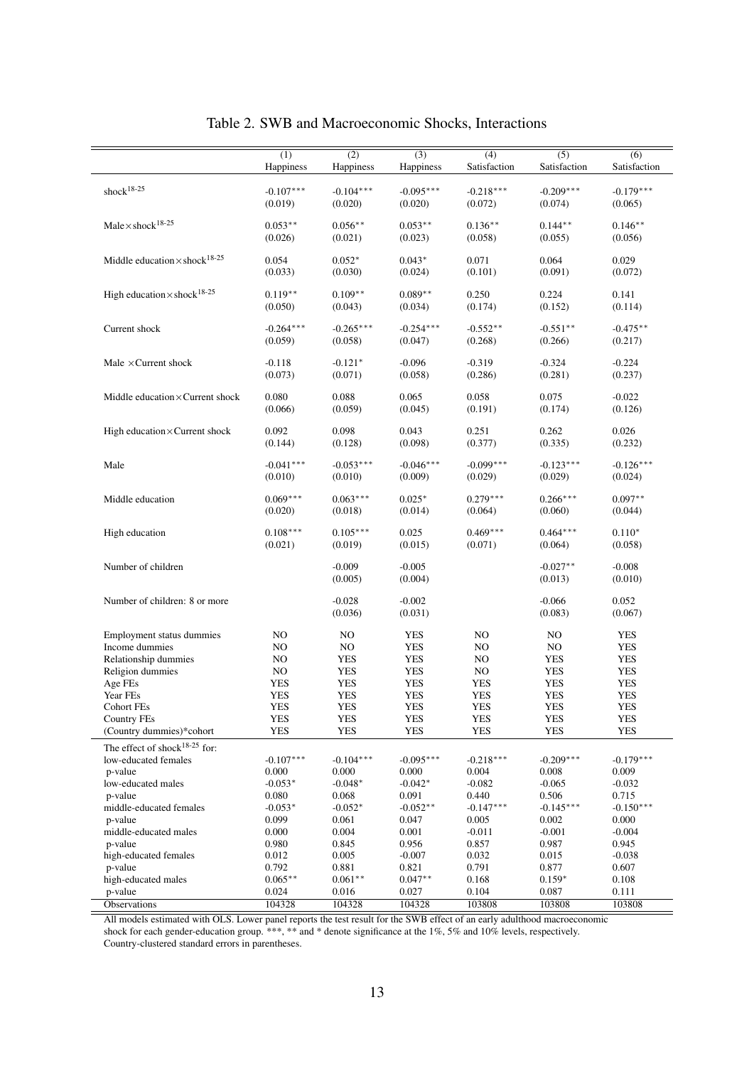Table 2. SWB and Macroeconomic Shocks, Interactions

| | (1) | (2) | (3) | (4) | (5) | (6) |
|---|---|---|---|---|---|---|
| | Happiness | Happiness | Happiness | Satisfaction | Satisfaction | Satisfaction |
| $\text{shock}^{18\text{-}25}$ | -0.107*** | -0.104*** | -0.095*** | -0.218*** | -0.209*** | -0.179*** |
| | (0.019) | (0.020) | (0.020) | (0.072) | (0.074) | (0.065) |
| $\text{Male}\times\text{shock}^{18\text{-}25}$ | 0.053** | 0.056** | 0.053** | 0.136** | 0.144** | 0.146** |
| | (0.026) | (0.021) | (0.023) | (0.058) | (0.055) | (0.056) |
| $\text{Middle education}\times\text{shock}^{18\text{-}25}$ | 0.054 | 0.052* | 0.043* | 0.071 | 0.064 | 0.029 |
| | (0.033) | (0.030) | (0.024) | (0.101) | (0.091) | (0.072) |
| $\text{High education}\times\text{shock}^{18\text{-}25}$ | 0.119** | 0.109** | 0.089** | 0.250 | 0.224 | 0.141 |
| | (0.050) | (0.043) | (0.034) | (0.174) | (0.152) | (0.114) |
| Current shock | -0.264*** | -0.265*** | -0.254*** | -0.552** | -0.551** | -0.475** |
| | (0.059) | (0.058) | (0.047) | (0.268) | (0.266) | (0.217) |
| Male ×Current shock | -0.118 | -0.121* | -0.096 | -0.319 | -0.324 | -0.224 |
| | (0.073) | (0.071) | (0.058) | (0.286) | (0.281) | (0.237) |
| Middle education×Current shock | 0.080 | 0.088 | 0.065 | 0.058 | 0.075 | -0.022 |
| | (0.066) | (0.059) | (0.045) | (0.191) | (0.174) | (0.126) |
| High education×Current shock | 0.092 | 0.098 | 0.043 | 0.251 | 0.262 | 0.026 |
| | (0.144) | (0.128) | (0.098) | (0.377) | (0.335) | (0.232) |
| Male | -0.041*** | -0.053*** | -0.046*** | -0.099*** | -0.123*** | -0.126*** |
| | (0.010) | (0.010) | (0.009) | (0.029) | (0.029) | (0.024) |
| Middle education | 0.069*** | 0.063*** | 0.025* | 0.279*** | 0.266*** | 0.097** |
| | (0.020) | (0.018) | (0.014) | (0.064) | (0.060) | (0.044) |
| High education | 0.108*** | 0.105*** | 0.025 | 0.469*** | 0.464*** | 0.110* |
| | (0.021) | (0.019) | (0.015) | (0.071) | (0.064) | (0.058) |
| Number of children | | -0.009 | -0.005 | | -0.027** | -0.008 |
| | | (0.005) | (0.004) | | (0.013) | (0.010) |
| Number of children: 8 or more | | -0.028 | -0.002 | | -0.066 | 0.052 |
| | | (0.036) | (0.031) | | (0.083) | (0.067) |
| Employment status dummies | NO | NO | YES | NO | NO | YES |
| Income dummies | NO | NO | YES | NO | NO | YES |
| Relationship dummies | NO | YES | YES | NO | YES | YES |
| Religion dummies | NO | YES | YES | NO | YES | YES |
| Age FEs | YES | YES | YES | YES | YES | YES |
| Year FEs | YES | YES | YES | YES | YES | YES |
| Cohort FEs | YES | YES | YES | YES | YES | YES |
| Country FEs | YES | YES | YES | YES | YES | YES |
| (Country dummies)*cohort | YES | YES | YES | YES | YES | YES |
| The effect of $\text{shock}^{18\text{-}25}$ for: | | | | | | |
| low-educated females | -0.107*** | -0.104*** | -0.095*** | -0.218*** | -0.209*** | -0.179*** |
| p-value | 0.000 | 0.000 | 0.000 | 0.004 | 0.008 | 0.009 |
| low-educated males | -0.053* | -0.048* | -0.042* | -0.082 | -0.065 | -0.032 |
| p-value | 0.080 | 0.068 | 0.091 | 0.440 | 0.506 | 0.715 |
| middle-educated females | -0.053* | -0.052* | -0.052** | -0.147*** | -0.145*** | -0.150*** |
| p-value | 0.099 | 0.061 | 0.047 | 0.005 | 0.002 | 0.000 |
| middle-educated males | 0.000 | 0.004 | 0.001 | -0.011 | -0.001 | -0.004 |
| p-value | 0.980 | 0.845 | 0.956 | 0.857 | 0.987 | 0.945 |
| high-educated females | 0.012 | 0.005 | -0.007 | 0.032 | 0.015 | -0.038 |
| p-value | 0.792 | 0.881 | 0.821 | 0.791 | 0.877 | 0.607 |
| high-educated males | 0.065** | 0.061** | 0.047** | 0.168 | 0.159* | 0.108 |
| p-value | 0.024 | 0.016 | 0.027 | 0.104 | 0.087 | 0.111 |
| Observations | 104328 | 104328 | 104328 | 103808 | 103808 | 103808 |

All models estimated with OLS. Lower panel reports the test result for the SWB effect of an early adulthood macroeconomic shock for each gender-education group. ***, ** and * denote significance at the 1%, 5% and 10% levels, respectively. Country-clustered standard errors in parentheses.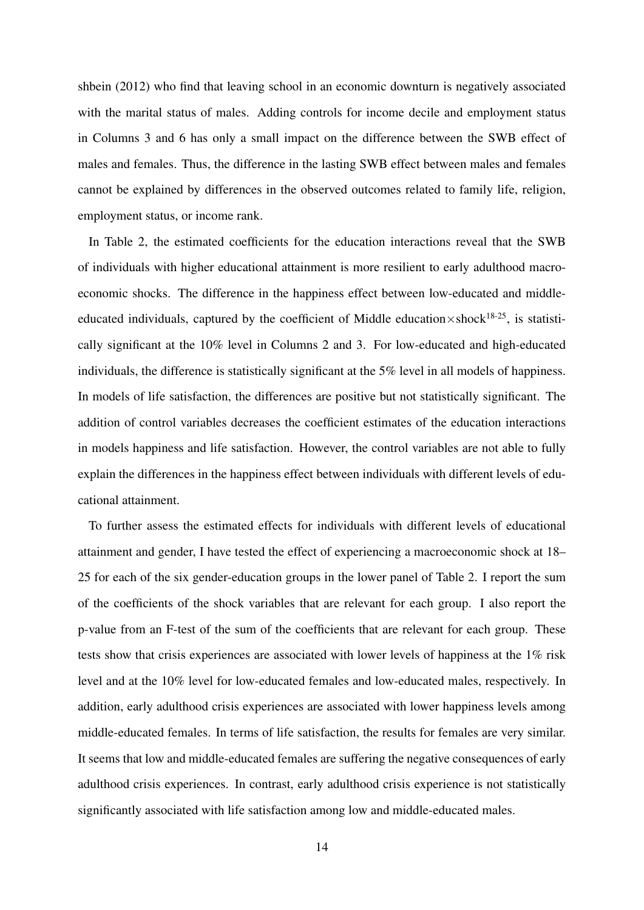shbein (2012) who find that leaving school in an economic downturn is negatively associated with the marital status of males. Adding controls for income decile and employment status in Columns 3 and 6 has only a small impact on the difference between the SWB effect of males and females. Thus, the difference in the lasting SWB effect between males and females cannot be explained by differences in the observed outcomes related to family life, religion, employment status, or income rank.

In Table 2, the estimated coefficients for the education interactions reveal that the SWB of individuals with higher educational attainment is more resilient to early adulthood macroeconomic shocks. The difference in the happiness effect between low-educated and middle-educated individuals, captured by the coefficient of Middle education$\times$shock$^{18\text{-}25}$, is statistically significant at the 10% level in Columns 2 and 3. For low-educated and high-educated individuals, the difference is statistically significant at the 5% level in all models of happiness. In models of life satisfaction, the differences are positive but not statistically significant. The addition of control variables decreases the coefficient estimates of the education interactions in models happiness and life satisfaction. However, the control variables are not able to fully explain the differences in the happiness effect between individuals with different levels of educational attainment.

To further assess the estimated effects for individuals with different levels of educational attainment and gender, I have tested the effect of experiencing a macroeconomic shock at 18–25 for each of the six gender-education groups in the lower panel of Table 2. I report the sum of the coefficients of the shock variables that are relevant for each group. I also report the p-value from an F-test of the sum of the coefficients that are relevant for each group. These tests show that crisis experiences are associated with lower levels of happiness at the 1% risk level and at the 10% level for low-educated females and low-educated males, respectively. In addition, early adulthood crisis experiences are associated with lower happiness levels among middle-educated females. In terms of life satisfaction, the results for females are very similar. It seems that low and middle-educated females are suffering the negative consequences of early adulthood crisis experiences. In contrast, early adulthood crisis experience is not statistically significantly associated with life satisfaction among low and middle-educated males.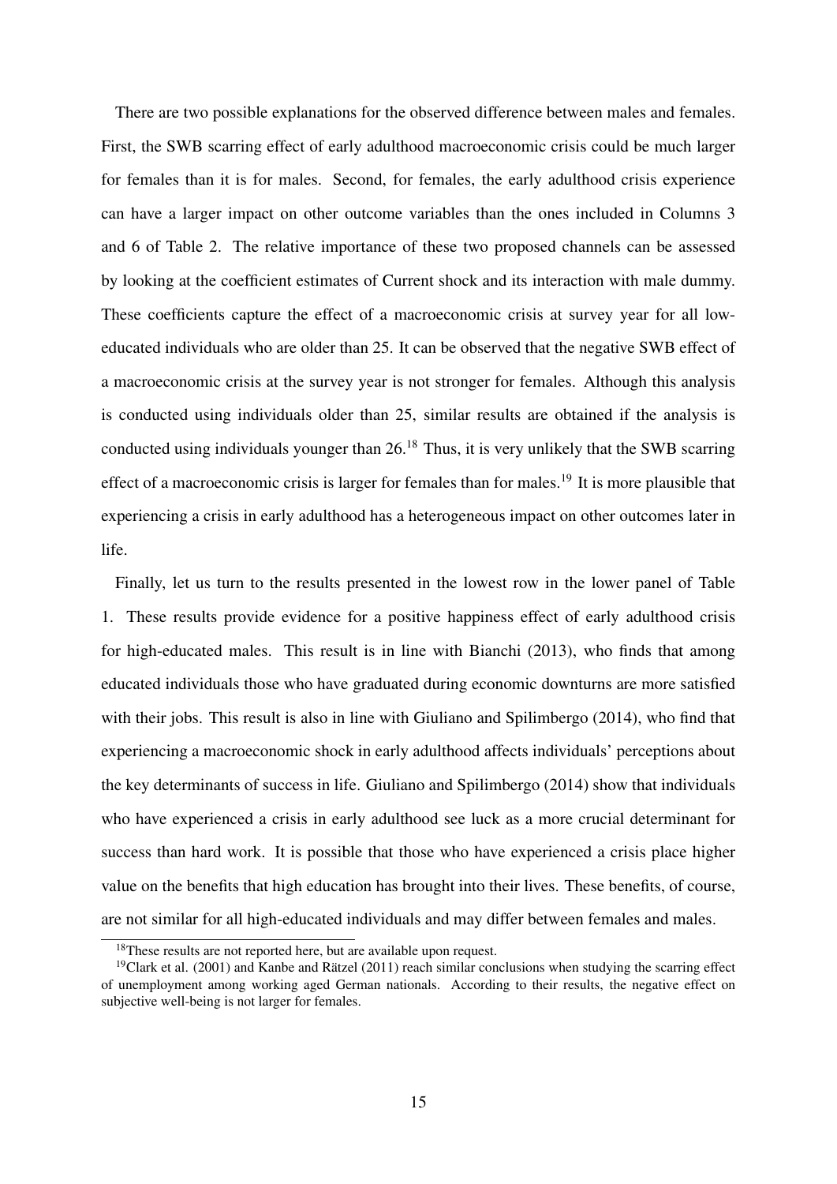There are two possible explanations for the observed difference between males and females. First, the SWB scarring effect of early adulthood macroeconomic crisis could be much larger for females than it is for males. Second, for females, the early adulthood crisis experience can have a larger impact on other outcome variables than the ones included in Columns 3 and 6 of Table 2. The relative importance of these two proposed channels can be assessed by looking at the coefficient estimates of Current shock and its interaction with male dummy. These coefficients capture the effect of a macroeconomic crisis at survey year for all low-educated individuals who are older than 25. It can be observed that the negative SWB effect of a macroeconomic crisis at the survey year is not stronger for females. Although this analysis is conducted using individuals older than 25, similar results are obtained if the analysis is conducted using individuals younger than 26.[18] Thus, it is very unlikely that the SWB scarring effect of a macroeconomic crisis is larger for females than for males.[19] It is more plausible that experiencing a crisis in early adulthood has a heterogeneous impact on other outcomes later in life.

Finally, let us turn to the results presented in the lowest row in the lower panel of Table 1. These results provide evidence for a positive happiness effect of early adulthood crisis for high-educated males. This result is in line with Bianchi (2013), who finds that among educated individuals those who have graduated during economic downturns are more satisfied with their jobs. This result is also in line with Giuliano and Spilimbergo (2014), who find that experiencing a macroeconomic shock in early adulthood affects individuals' perceptions about the key determinants of success in life. Giuliano and Spilimbergo (2014) show that individuals who have experienced a crisis in early adulthood see luck as a more crucial determinant for success than hard work. It is possible that those who have experienced a crisis place higher value on the benefits that high education has brought into their lives. These benefits, of course, are not similar for all high-educated individuals and may differ between females and males.

[18] These results are not reported here, but are available upon request.

[19] Clark et al. (2001) and Kanbe and Rätzel (2011) reach similar conclusions when studying the scarring effect of unemployment among working aged German nationals. According to their results, the negative effect on subjective well-being is not larger for females.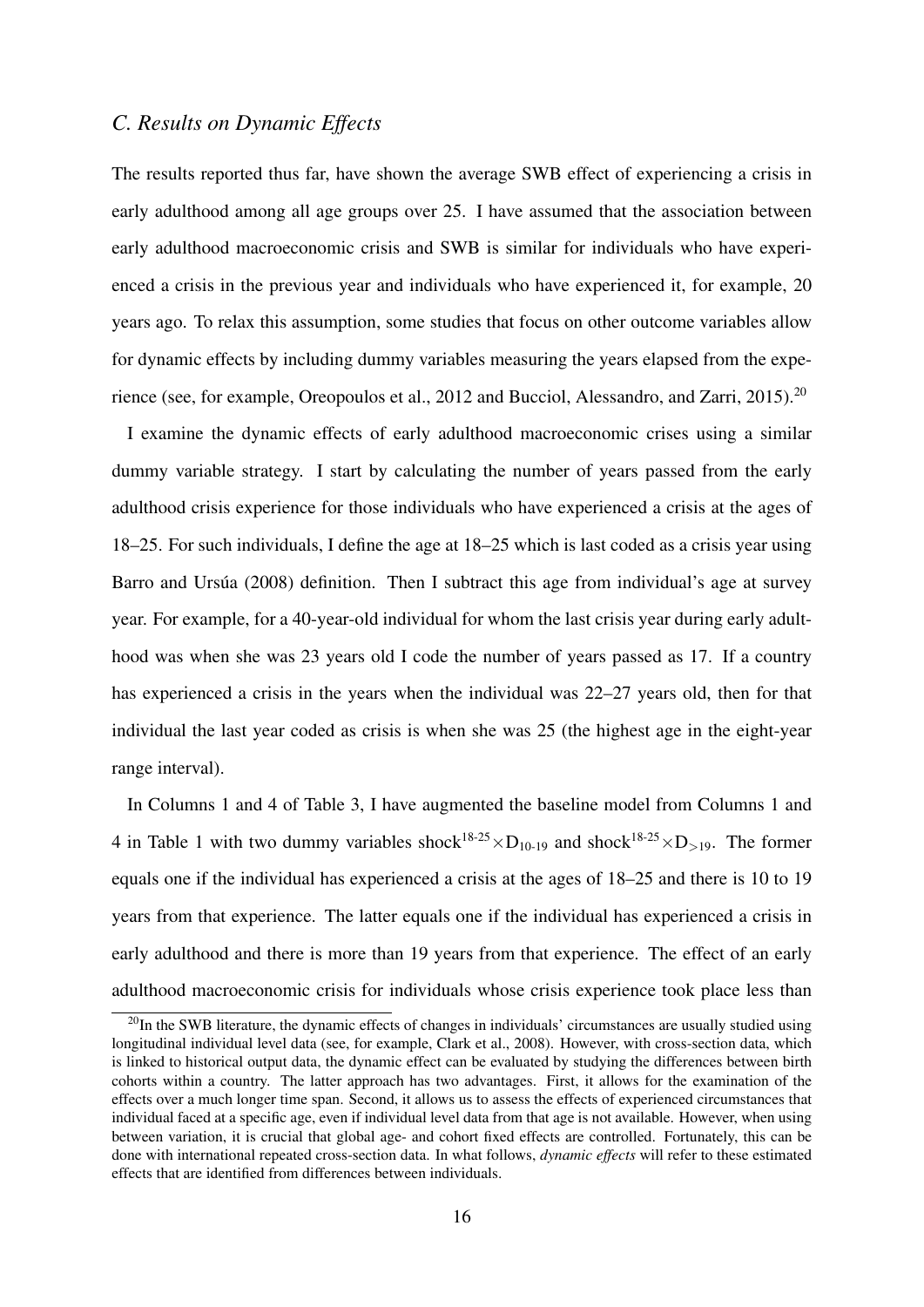### *C. Results on Dynamic Effects*

The results reported thus far, have shown the average SWB effect of experiencing a crisis in early adulthood among all age groups over 25. I have assumed that the association between early adulthood macroeconomic crisis and SWB is similar for individuals who have experienced a crisis in the previous year and individuals who have experienced it, for example, 20 years ago. To relax this assumption, some studies that focus on other outcome variables allow for dynamic effects by including dummy variables measuring the years elapsed from the experience (see, for example, Oreopoulos et al., 2012 and Bucciol, Alessandro, and Zarri, 2015).[20]

I examine the dynamic effects of early adulthood macroeconomic crises using a similar dummy variable strategy. I start by calculating the number of years passed from the early adulthood crisis experience for those individuals who have experienced a crisis at the ages of 18–25. For such individuals, I define the age at 18–25 which is last coded as a crisis year using Barro and Ursúa (2008) definition. Then I subtract this age from individual's age at survey year. For example, for a 40-year-old individual for whom the last crisis year during early adulthood was when she was 23 years old I code the number of years passed as 17. If a country has experienced a crisis in the years when the individual was 22–27 years old, then for that individual the last year coded as crisis is when she was 25 (the highest age in the eight-year range interval).

In Columns 1 and 4 of Table 3, I have augmented the baseline model from Columns 1 and 4 in Table 1 with two dummy variables $\text{shock}^{18\text{-}25} \times \text{D}_{10\text{-}19}$ and $\text{shock}^{18\text{-}25} \times \text{D}_{>19}$. The former equals one if the individual has experienced a crisis at the ages of 18–25 and there is 10 to 19 years from that experience. The latter equals one if the individual has experienced a crisis in early adulthood and there is more than 19 years from that experience. The effect of an early adulthood macroeconomic crisis for individuals whose crisis experience took place less than

[20]In the SWB literature, the dynamic effects of changes in individuals' circumstances are usually studied using longitudinal individual level data (see, for example, Clark et al., 2008). However, with cross-section data, which is linked to historical output data, the dynamic effect can be evaluated by studying the differences between birth cohorts within a country. The latter approach has two advantages. First, it allows for the examination of the effects over a much longer time span. Second, it allows us to assess the effects of experienced circumstances that individual faced at a specific age, even if individual level data from that age is not available. However, when using between variation, it is crucial that global age- and cohort fixed effects are controlled. Fortunately, this can be done with international repeated cross-section data. In what follows, *dynamic effects* will refer to these estimated effects that are identified from differences between individuals.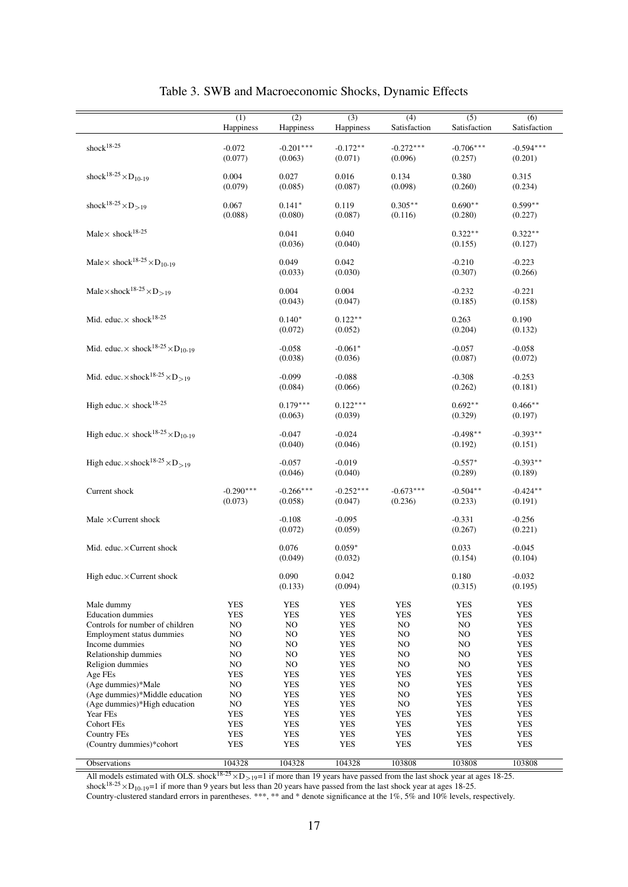# Table 3. SWB and Macroeconomic Shocks, Dynamic Effects

| | (1) Happiness | (2) Happiness | (3) Happiness | (4) Satisfaction | (5) Satisfaction | (6) Satisfaction |
|---|---|---|---|---|---|---|
| $\text{shock}^{18\text{-}25}$ | -0.072 | -0.201*** | -0.172** | -0.272*** | -0.706*** | -0.594*** |
| | (0.077) | (0.063) | (0.071) | (0.096) | (0.257) | (0.201) |
| $\text{shock}^{18\text{-}25} \times D_{10\text{-}19}$ | 0.004 | 0.027 | 0.016 | 0.134 | 0.380 | 0.315 |
| | (0.079) | (0.085) | (0.087) | (0.098) | (0.260) | (0.234) |
| $\text{shock}^{18\text{-}25} \times D_{>19}$ | 0.067 | 0.141* | 0.119 | 0.305** | 0.690** | 0.599** |
| | (0.088) | (0.080) | (0.087) | (0.116) | (0.280) | (0.227) |
| $\text{Male} \times \text{shock}^{18\text{-}25}$ | | 0.041 | 0.040 | | 0.322** | 0.322** |
| | | (0.036) | (0.040) | | (0.155) | (0.127) |
| $\text{Male} \times \text{shock}^{18\text{-}25} \times D_{10\text{-}19}$ | | 0.049 | 0.042 | | -0.210 | -0.223 |
| | | (0.033) | (0.030) | | (0.307) | (0.266) |
| $\text{Male} \times \text{shock}^{18\text{-}25} \times D_{>19}$ | | 0.004 | 0.004 | | -0.232 | -0.221 |
| | | (0.043) | (0.047) | | (0.185) | (0.158) |
| $\text{Mid. educ.} \times \text{shock}^{18\text{-}25}$ | | 0.140* | 0.122** | | 0.263 | 0.190 |
| | | (0.072) | (0.052) | | (0.204) | (0.132) |
| $\text{Mid. educ.} \times \text{shock}^{18\text{-}25} \times D_{10\text{-}19}$ | | -0.058 | -0.061* | | -0.057 | -0.058 |
| | | (0.038) | (0.036) | | (0.087) | (0.072) |
| $\text{Mid. educ.} \times \text{shock}^{18\text{-}25} \times D_{>19}$ | | -0.099 | -0.088 | | -0.308 | -0.253 |
| | | (0.084) | (0.066) | | (0.262) | (0.181) |
| $\text{High educ.} \times \text{shock}^{18\text{-}25}$ | | 0.179*** | 0.122*** | | 0.692** | 0.466** |
| | | (0.063) | (0.039) | | (0.329) | (0.197) |
| $\text{High educ.} \times \text{shock}^{18\text{-}25} \times D_{10\text{-}19}$ | | -0.047 | -0.024 | | -0.498** | -0.393** |
| | | (0.040) | (0.046) | | (0.192) | (0.151) |
| $\text{High educ.} \times \text{shock}^{18\text{-}25} \times D_{>19}$ | | -0.057 | -0.019 | | -0.557* | -0.393** |
| | | (0.046) | (0.040) | | (0.289) | (0.189) |
| Current shock | -0.290*** | -0.266*** | -0.252*** | -0.673*** | -0.504** | -0.424** |
| | (0.073) | (0.058) | (0.047) | (0.236) | (0.233) | (0.191) |
| Male $\times$Current shock | | -0.108 | -0.095 | | -0.331 | -0.256 |
| | | (0.072) | (0.059) | | (0.267) | (0.221) |
| Mid. educ.$\times$Current shock | | 0.076 | 0.059* | | 0.033 | -0.045 |
| | | (0.049) | (0.032) | | (0.154) | (0.104) |
| High educ.$\times$Current shock | | 0.090 | 0.042 | | 0.180 | -0.032 |
| | | (0.133) | (0.094) | | (0.315) | (0.195) |
| Male dummy | YES | YES | YES | YES | YES | YES |
| Education dummies | YES | YES | YES | YES | YES | YES |
| Controls for number of children | NO | NO | YES | NO | NO | YES |
| Employment status dummies | NO | NO | YES | NO | NO | YES |
| Income dummies | NO | NO | YES | NO | NO | YES |
| Relationship dummies | NO | NO | YES | NO | NO | YES |
| Religion dummies | NO | NO | YES | NO | NO | YES |
| Age FEs | YES | YES | YES | YES | YES | YES |
| (Age dummies)*Male | NO | YES | YES | NO | YES | YES |
| (Age dummies)*Middle education | NO | YES | YES | NO | YES | YES |
| (Age dummies)*High education | NO | YES | YES | NO | YES | YES |
| Year FEs | YES | YES | YES | YES | YES | YES |
| Cohort FEs | YES | YES | YES | YES | YES | YES |
| Country FEs | YES | YES | YES | YES | YES | YES |
| (Country dummies)*cohort | YES | YES | YES | YES | YES | YES |
| Observations | 104328 | 104328 | 104328 | 103808 | 103808 | 103808 |

All models estimated with OLS. $\text{shock}^{18\text{-}25} \times D_{>19}$=1 if more than 19 years have passed from the last shock year at ages 18-25.
$\text{shock}^{18\text{-}25} \times D_{10\text{-}19}$=1 if more than 9 years but less than 20 years have passed from the last shock year at ages 18-25.
Country-clustered standard errors in parentheses. ***, ** and * denote significance at the 1%, 5% and 10% levels, respectively.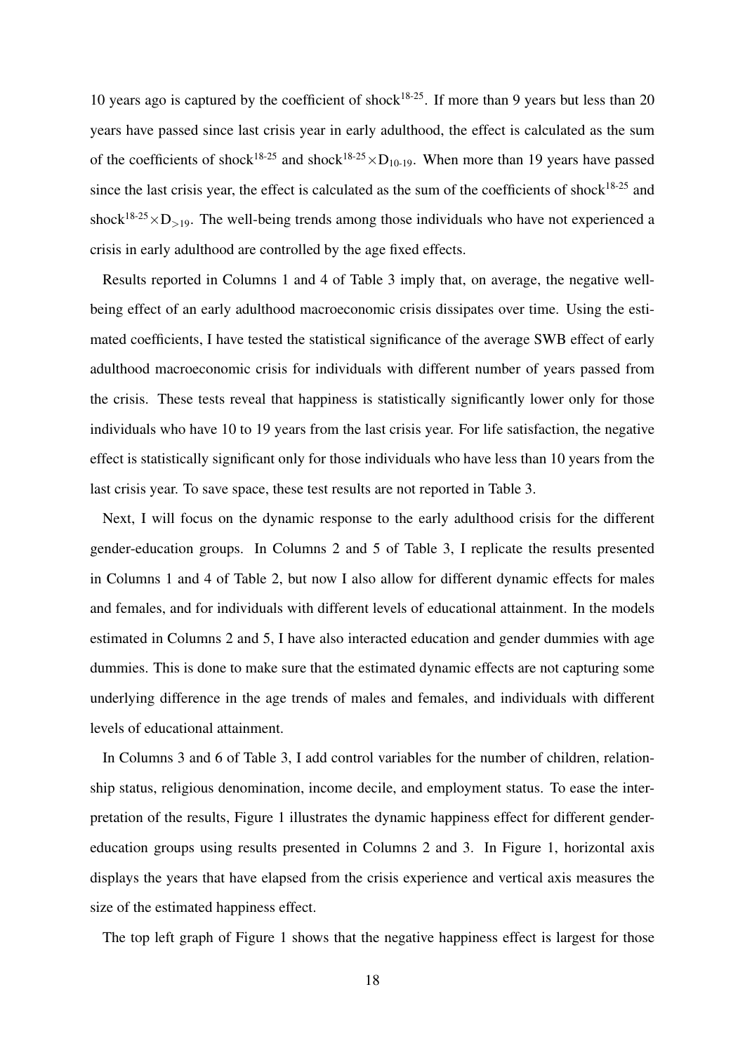10 years ago is captured by the coefficient of $\text{shock}^{18\text{-}25}$. If more than 9 years but less than 20 years have passed since last crisis year in early adulthood, the effect is calculated as the sum of the coefficients of $\text{shock}^{18\text{-}25}$ and $\text{shock}^{18\text{-}25} \times D_{10\text{-}19}$. When more than 19 years have passed since the last crisis year, the effect is calculated as the sum of the coefficients of $\text{shock}^{18\text{-}25}$ and $\text{shock}^{18\text{-}25} \times D_{>19}$. The well-being trends among those individuals who have not experienced a crisis in early adulthood are controlled by the age fixed effects.

Results reported in Columns 1 and 4 of Table 3 imply that, on average, the negative well-being effect of an early adulthood macroeconomic crisis dissipates over time. Using the estimated coefficients, I have tested the statistical significance of the average SWB effect of early adulthood macroeconomic crisis for individuals with different number of years passed from the crisis. These tests reveal that happiness is statistically significantly lower only for those individuals who have 10 to 19 years from the last crisis year. For life satisfaction, the negative effect is statistically significant only for those individuals who have less than 10 years from the last crisis year. To save space, these test results are not reported in Table 3.

Next, I will focus on the dynamic response to the early adulthood crisis for the different gender-education groups. In Columns 2 and 5 of Table 3, I replicate the results presented in Columns 1 and 4 of Table 2, but now I also allow for different dynamic effects for males and females, and for individuals with different levels of educational attainment. In the models estimated in Columns 2 and 5, I have also interacted education and gender dummies with age dummies. This is done to make sure that the estimated dynamic effects are not capturing some underlying difference in the age trends of males and females, and individuals with different levels of educational attainment.

In Columns 3 and 6 of Table 3, I add control variables for the number of children, relationship status, religious denomination, income decile, and employment status. To ease the interpretation of the results, Figure 1 illustrates the dynamic happiness effect for different gender-education groups using results presented in Columns 2 and 3. In Figure 1, horizontal axis displays the years that have elapsed from the crisis experience and vertical axis measures the size of the estimated happiness effect.

The top left graph of Figure 1 shows that the negative happiness effect is largest for those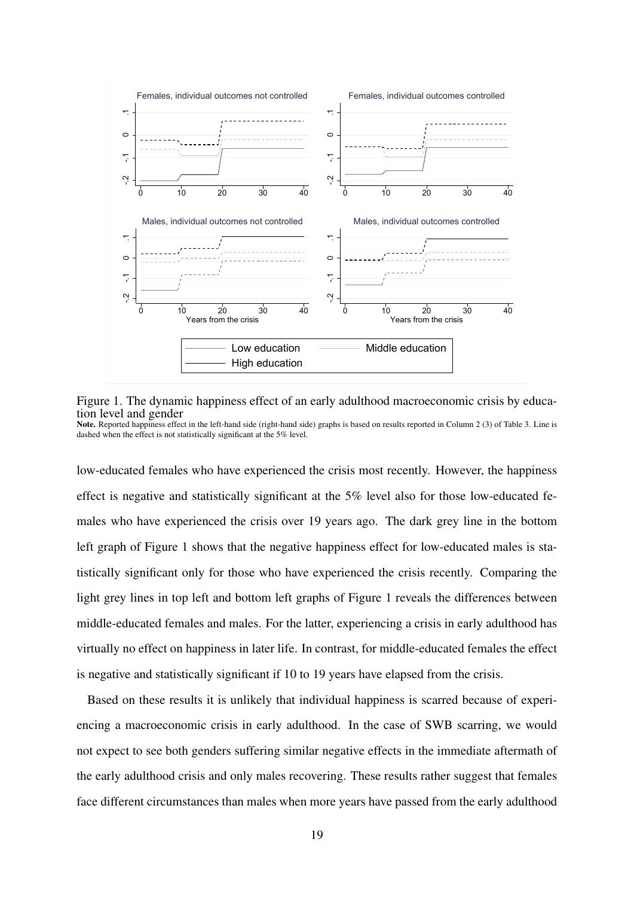Figure 1. The dynamic happiness effect of an early adulthood macroeconomic crisis by education level and gender

**Note.** Reported happiness effect in the left-hand side (right-hand side) graphs is based on results reported in Column 2 (3) of Table 3. Line is dashed when the effect is not statistically significant at the 5% level.

low-educated females who have experienced the crisis most recently. However, the happiness effect is negative and statistically significant at the 5% level also for those low-educated females who have experienced the crisis over 19 years ago. The dark grey line in the bottom left graph of Figure 1 shows that the negative happiness effect for low-educated males is statistically significant only for those who have experienced the crisis recently. Comparing the light grey lines in top left and bottom left graphs of Figure 1 reveals the differences between middle-educated females and males. For the latter, experiencing a crisis in early adulthood has virtually no effect on happiness in later life. In contrast, for middle-educated females the effect is negative and statistically significant if 10 to 19 years have elapsed from the crisis.

Based on these results it is unlikely that individual happiness is scarred because of experiencing a macroeconomic crisis in early adulthood. In the case of SWB scarring, we would not expect to see both genders suffering similar negative effects in the immediate aftermath of the early adulthood crisis and only males recovering. These results rather suggest that females face different circumstances than males when more years have passed from the early adulthood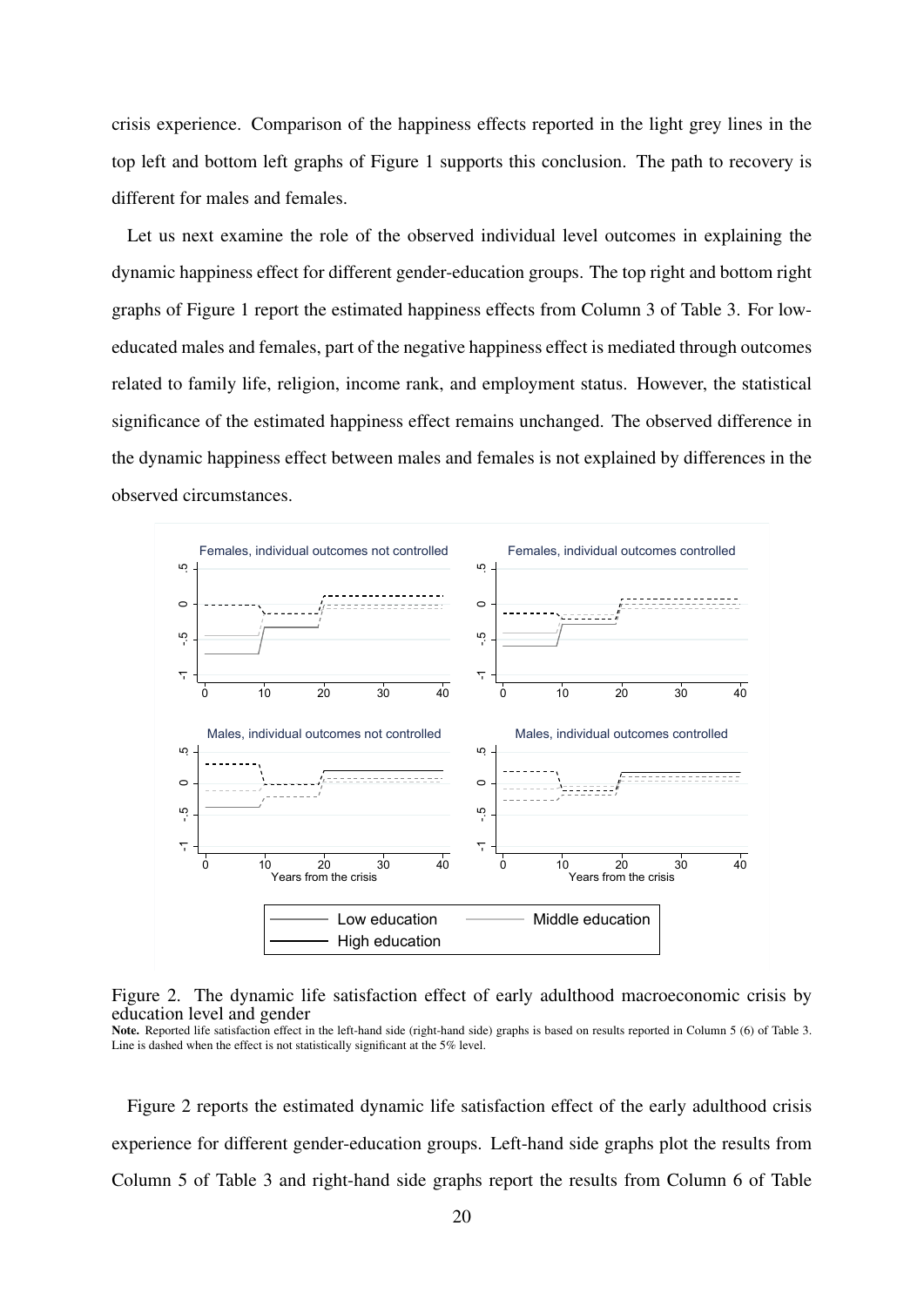crisis experience. Comparison of the happiness effects reported in the light grey lines in the top left and bottom left graphs of Figure 1 supports this conclusion. The path to recovery is different for males and females.

Let us next examine the role of the observed individual level outcomes in explaining the dynamic happiness effect for different gender-education groups. The top right and bottom right graphs of Figure 1 report the estimated happiness effects from Column 3 of Table 3. For low-educated males and females, part of the negative happiness effect is mediated through outcomes related to family life, religion, income rank, and employment status. However, the statistical significance of the estimated happiness effect remains unchanged. The observed difference in the dynamic happiness effect between males and females is not explained by differences in the observed circumstances.

Figure 2. The dynamic life satisfaction effect of early adulthood macroeconomic crisis by education level and gender

**Note.** Reported life satisfaction effect in the left-hand side (right-hand side) graphs is based on results reported in Column 5 (6) of Table 3. Line is dashed when the effect is not statistically significant at the 5% level.

Figure 2 reports the estimated dynamic life satisfaction effect of the early adulthood crisis experience for different gender-education groups. Left-hand side graphs plot the results from Column 5 of Table 3 and right-hand side graphs report the results from Column 6 of Table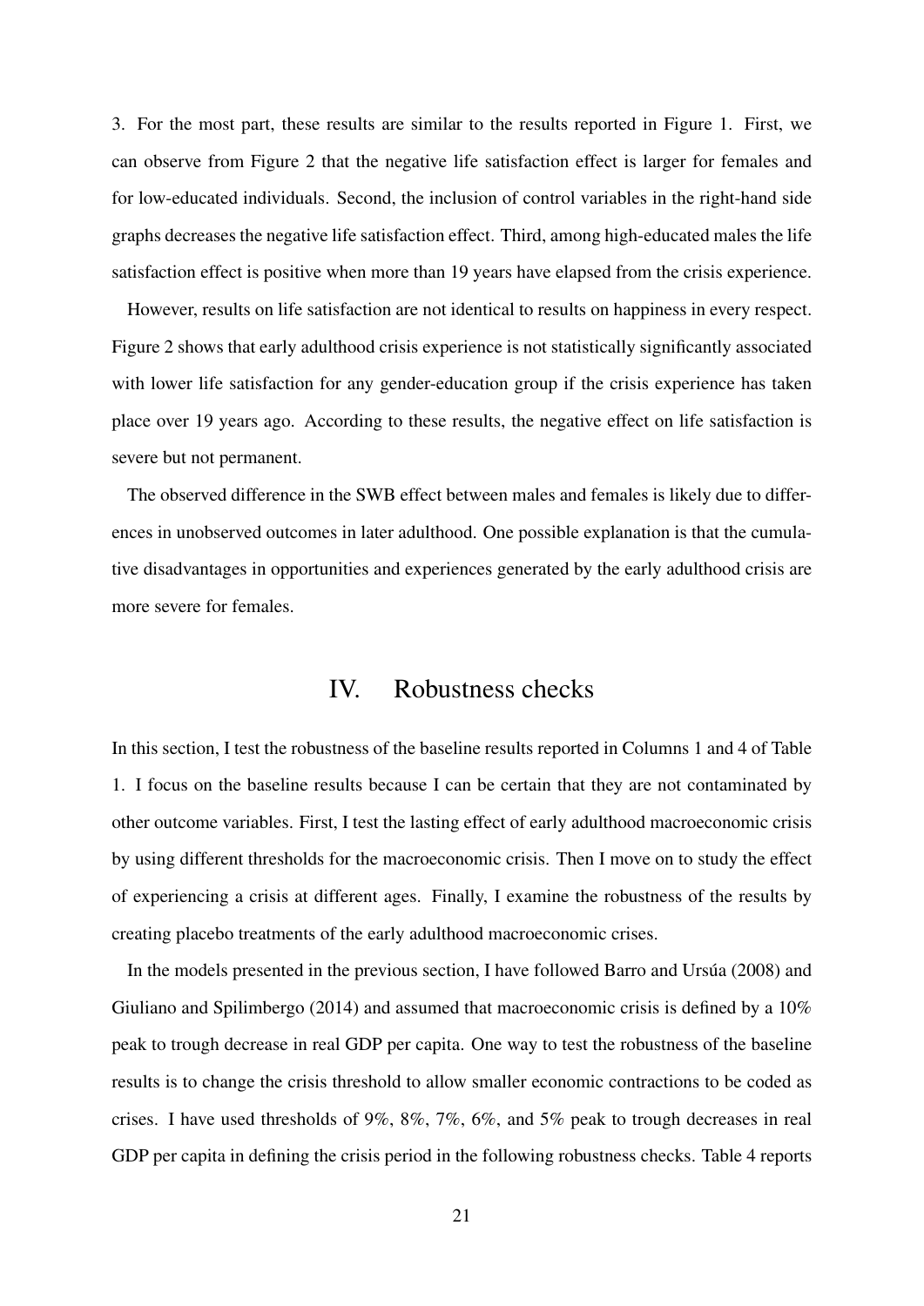3. For the most part, these results are similar to the results reported in Figure 1. First, we can observe from Figure 2 that the negative life satisfaction effect is larger for females and for low-educated individuals. Second, the inclusion of control variables in the right-hand side graphs decreases the negative life satisfaction effect. Third, among high-educated males the life satisfaction effect is positive when more than 19 years have elapsed from the crisis experience.

However, results on life satisfaction are not identical to results on happiness in every respect. Figure 2 shows that early adulthood crisis experience is not statistically significantly associated with lower life satisfaction for any gender-education group if the crisis experience has taken place over 19 years ago. According to these results, the negative effect on life satisfaction is severe but not permanent.

The observed difference in the SWB effect between males and females is likely due to differences in unobserved outcomes in later adulthood. One possible explanation is that the cumulative disadvantages in opportunities and experiences generated by the early adulthood crisis are more severe for females.

## IV. Robustness checks

In this section, I test the robustness of the baseline results reported in Columns 1 and 4 of Table 1. I focus on the baseline results because I can be certain that they are not contaminated by other outcome variables. First, I test the lasting effect of early adulthood macroeconomic crisis by using different thresholds for the macroeconomic crisis. Then I move on to study the effect of experiencing a crisis at different ages. Finally, I examine the robustness of the results by creating placebo treatments of the early adulthood macroeconomic crises.

In the models presented in the previous section, I have followed Barro and Ursúa (2008) and Giuliano and Spilimbergo (2014) and assumed that macroeconomic crisis is defined by a 10% peak to trough decrease in real GDP per capita. One way to test the robustness of the baseline results is to change the crisis threshold to allow smaller economic contractions to be coded as crises. I have used thresholds of 9%, 8%, 7%, 6%, and 5% peak to trough decreases in real GDP per capita in defining the crisis period in the following robustness checks. Table 4 reports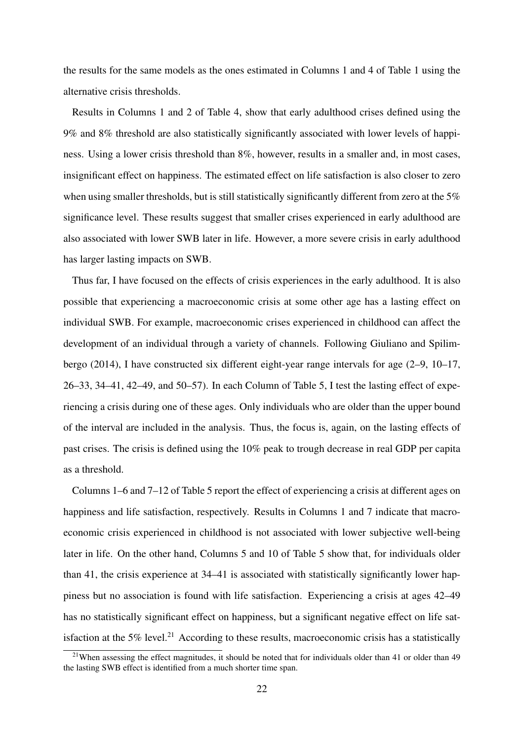the results for the same models as the ones estimated in Columns 1 and 4 of Table 1 using the alternative crisis thresholds.

Results in Columns 1 and 2 of Table 4, show that early adulthood crises defined using the 9% and 8% threshold are also statistically significantly associated with lower levels of happiness. Using a lower crisis threshold than 8%, however, results in a smaller and, in most cases, insignificant effect on happiness. The estimated effect on life satisfaction is also closer to zero when using smaller thresholds, but is still statistically significantly different from zero at the 5% significance level. These results suggest that smaller crises experienced in early adulthood are also associated with lower SWB later in life. However, a more severe crisis in early adulthood has larger lasting impacts on SWB.

Thus far, I have focused on the effects of crisis experiences in the early adulthood. It is also possible that experiencing a macroeconomic crisis at some other age has a lasting effect on individual SWB. For example, macroeconomic crises experienced in childhood can affect the development of an individual through a variety of channels. Following Giuliano and Spilimbergo (2014), I have constructed six different eight-year range intervals for age (2–9, 10–17, 26–33, 34–41, 42–49, and 50–57). In each Column of Table 5, I test the lasting effect of experiencing a crisis during one of these ages. Only individuals who are older than the upper bound of the interval are included in the analysis. Thus, the focus is, again, on the lasting effects of past crises. The crisis is defined using the 10% peak to trough decrease in real GDP per capita as a threshold.

Columns 1–6 and 7–12 of Table 5 report the effect of experiencing a crisis at different ages on happiness and life satisfaction, respectively. Results in Columns 1 and 7 indicate that macroeconomic crisis experienced in childhood is not associated with lower subjective well-being later in life. On the other hand, Columns 5 and 10 of Table 5 show that, for individuals older than 41, the crisis experience at 34–41 is associated with statistically significantly lower happiness but no association is found with life satisfaction. Experiencing a crisis at ages 42–49 has no statistically significant effect on happiness, but a significant negative effect on life satisfaction at the 5% level.[21] According to these results, macroeconomic crisis has a statistically

[21] When assessing the effect magnitudes, it should be noted that for individuals older than 41 or older than 49 the lasting SWB effect is identified from a much shorter time span.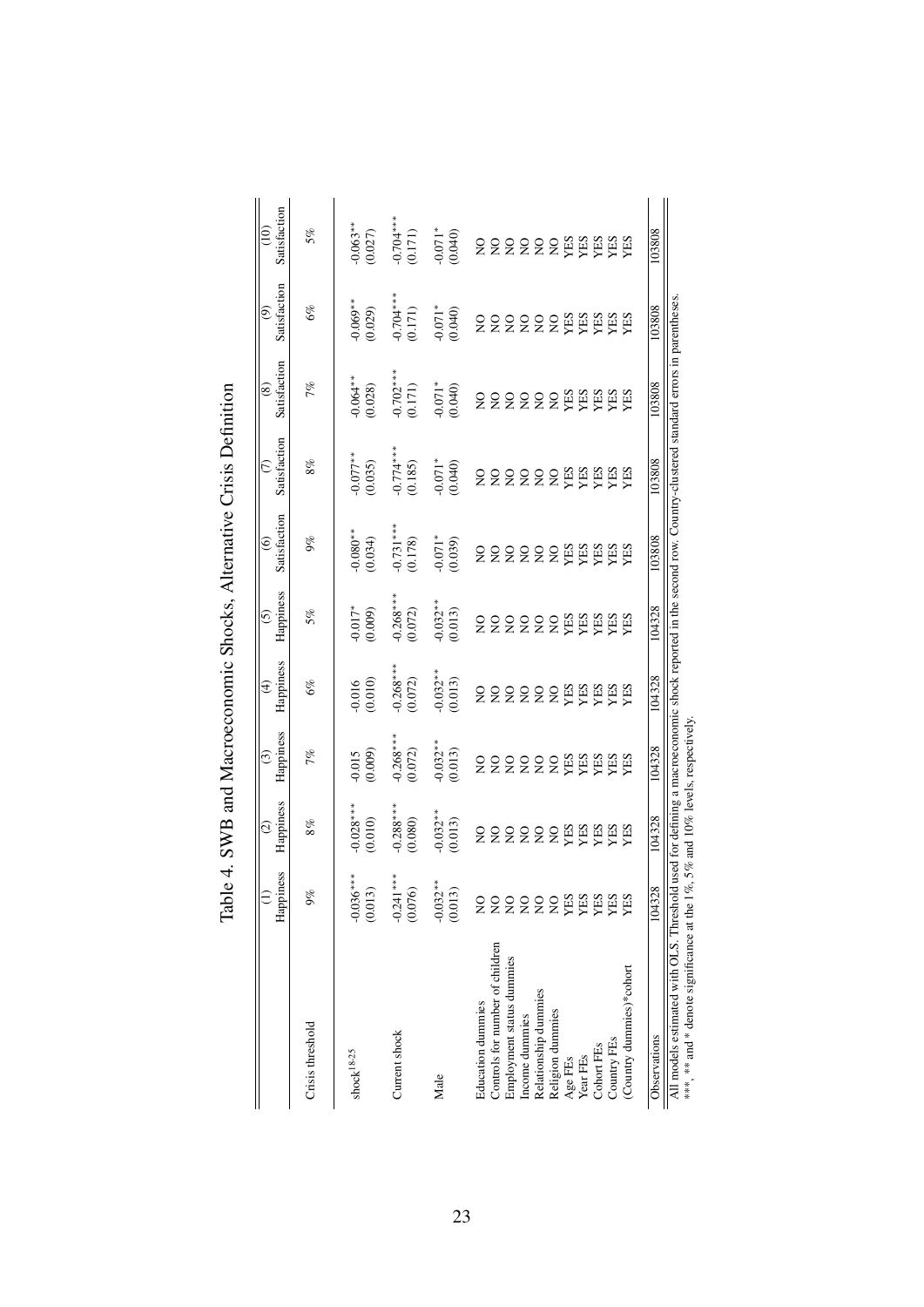Table 4. SWB and Macroeconomic Shocks, Alternative Crisis Definition

| | (1) Happiness | (2) Happiness | (3) Happiness | (4) Happiness | (5) Happiness | (6) Satisfaction | (7) Satisfaction | (8) Satisfaction | (9) Satisfaction | (10) Satisfaction |
|---|---|---|---|---|---|---|---|---|---|---|
| Crisis threshold | 9% | 8% | 7% | 6% | 5% | 9% | 8% | 7% | 6% | 5% |
| $shock^{18\text{-}25}$ | -0.036*** | -0.028*** | -0.015 | -0.016 | -0.017* | -0.080** | -0.077** | -0.064** | -0.069** | -0.063** |
| | (0.013) | (0.010) | (0.009) | (0.010) | (0.009) | (0.034) | (0.035) | (0.028) | (0.029) | (0.027) |
| Current shock | -0.241*** | -0.288*** | -0.268*** | -0.268*** | -0.268*** | -0.731*** | -0.774*** | -0.702*** | -0.704*** | -0.704*** |
| | (0.076) | (0.080) | (0.072) | (0.072) | (0.072) | (0.178) | (0.185) | (0.171) | (0.171) | (0.171) |
| Male | -0.032** | -0.032** | -0.032** | -0.032** | -0.032** | -0.071* | -0.071* | -0.071* | -0.071* | -0.071* |
| | (0.013) | (0.013) | (0.013) | (0.013) | (0.013) | (0.039) | (0.040) | (0.040) | (0.040) | (0.040) |
| Education dummies | NO | NO | NO | NO | NO | NO | NO | NO | NO | NO |
| Controls for number of children | NO | NO | NO | NO | NO | NO | NO | NO | NO | NO |
| Employment status dummies | NO | NO | NO | NO | NO | NO | NO | NO | NO | NO |
| Income dummies | NO | NO | NO | NO | NO | NO | NO | NO | NO | NO |
| Relationship dummies | NO | NO | NO | NO | NO | NO | NO | NO | NO | NO |
| Religion dummies | NO | NO | NO | NO | NO | NO | NO | NO | NO | NO |
| Age FEs | YES | YES | YES | YES | YES | YES | YES | YES | YES | YES |
| Year FEs | YES | YES | YES | YES | YES | YES | YES | YES | YES | YES |
| Cohort FEs | YES | YES | YES | YES | YES | YES | YES | YES | YES | YES |
| Country FEs | YES | YES | YES | YES | YES | YES | YES | YES | YES | YES |
| (Country dummies)*cohort | YES | YES | YES | YES | YES | YES | YES | YES | YES | YES |
| Observations | 104328 | 104328 | 104328 | 104328 | 104328 | 103808 | 103808 | 103808 | 103808 | 103808 |

All models estimated with OLS. Threshold used for defining a macroeconomic shock reported in the second row. Country-clustered standard errors in parentheses.
***, ** and * denote significance at the 1%, 5% and 10% levels, respectively.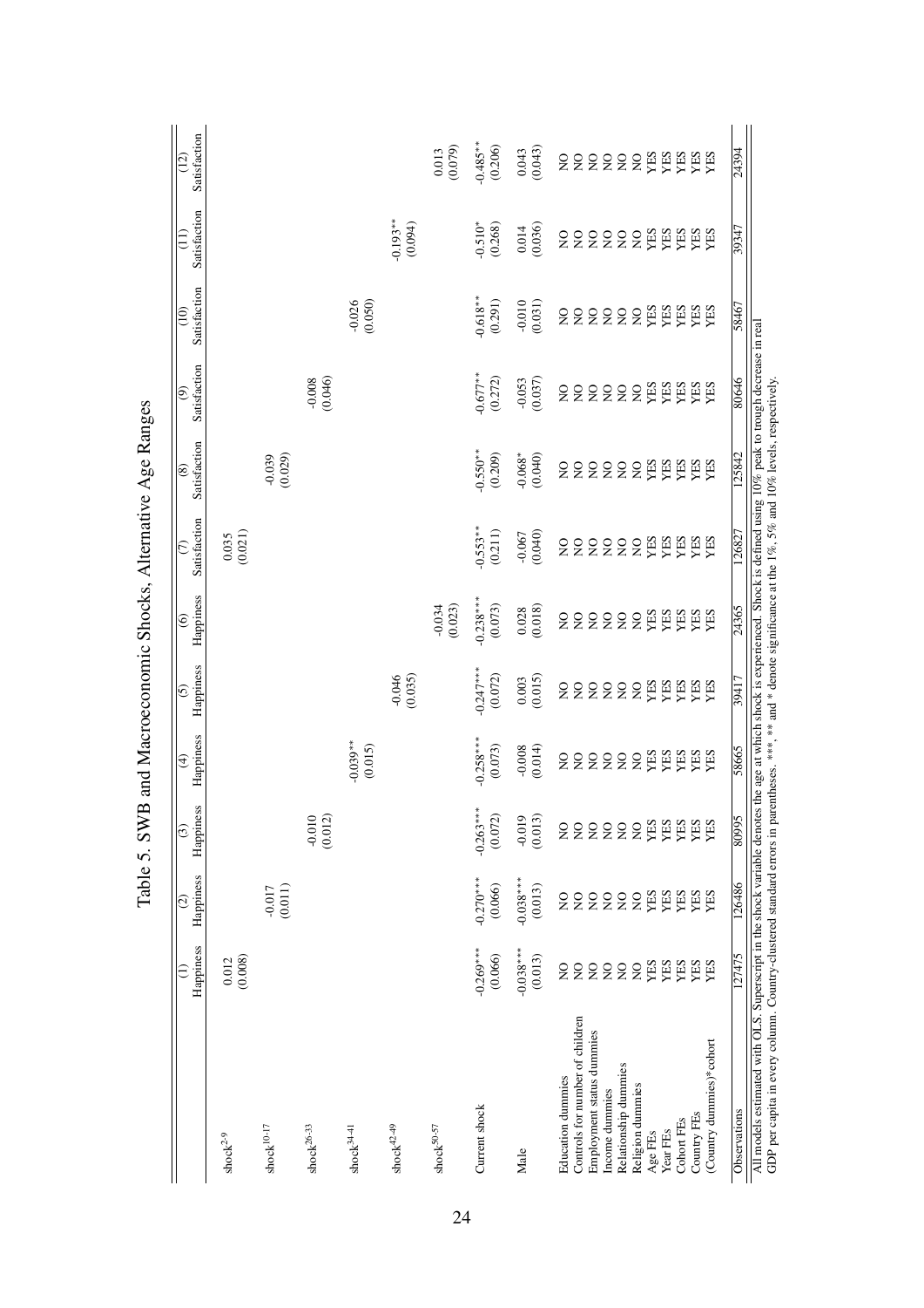# Table 5. SWB and Macroeconomic Shocks, Alternative Age Ranges

| | (1) Happiness | (2) Happiness | (3) Happiness | (4) Happiness | (5) Happiness | (6) Happiness | (7) Satisfaction | (8) Satisfaction | (9) Satisfaction | (10) Satisfaction | (11) Satisfaction | (12) Satisfaction |
|---|---|---|---|---|---|---|---|---|---|---|---|---|
| $shock^{2\text{-}9}$ | 0.012 | | | | | | 0.035 | | | | | |
| | (0.008) | | | | | | (0.021) | | | | | |
| $shock^{10\text{-}17}$ | | -0.017 | | | | | | -0.039 | | | | |
| | | (0.011) | | | | | | (0.029) | | | | |
| $shock^{26\text{-}33}$ | | | -0.010 | | | | | | -0.008 | | | |
| | | | (0.012) | | | | | | (0.046) | | | |
| $shock^{34\text{-}41}$ | | | | -0.039** | | | | | | -0.026 | | |
| | | | | (0.015) | | | | | | (0.050) | | |
| $shock^{42\text{-}49}$ | | | | | -0.046 | | | | | | -0.193** | |
| | | | | | (0.035) | | | | | | (0.094) | |
| $shock^{50\text{-}57}$ | | | | | | -0.034 | | | | | | 0.013 |
| | | | | | | (0.023) | | | | | | (0.079) |
| Current shock | -0.269*** | -0.270*** | -0.263*** | -0.258*** | -0.247*** | -0.238*** | -0.553** | -0.550** | -0.677** | -0.618** | -0.510* | -0.485** |
| | (0.066) | (0.066) | (0.072) | (0.073) | (0.072) | (0.073) | (0.211) | (0.209) | (0.272) | (0.291) | (0.268) | (0.206) |
| Male | -0.038*** | -0.038*** | -0.019 | -0.008 | 0.003 | 0.028 | -0.067 | -0.068* | -0.053 | -0.010 | 0.014 | 0.043 |
| | (0.013) | (0.013) | (0.013) | (0.014) | (0.015) | (0.018) | (0.040) | (0.040) | (0.037) | (0.031) | (0.036) | (0.043) |
| Education dummies | NO | NO | NO | NO | NO | NO | NO | NO | NO | NO | NO | NO |
| Controls for number of children | NO | NO | NO | NO | NO | NO | NO | NO | NO | NO | NO | NO |
| Employment status dummies | NO | NO | NO | NO | NO | NO | NO | NO | NO | NO | NO | NO |
| Income dummies | NO | NO | NO | NO | NO | NO | NO | NO | NO | NO | NO | NO |
| Relationship dummies | NO | NO | NO | NO | NO | NO | NO | NO | NO | NO | NO | NO |
| Religion dummies | NO | NO | NO | NO | NO | NO | NO | NO | NO | NO | NO | NO |
| Age FEs | YES | YES | YES | YES | YES | YES | YES | YES | YES | YES | YES | YES |
| Year FEs | YES | YES | YES | YES | YES | YES | YES | YES | YES | YES | YES | YES |
| Cohort FEs | YES | YES | YES | YES | YES | YES | YES | YES | YES | YES | YES | YES |
| Country FEs | YES | YES | YES | YES | YES | YES | YES | YES | YES | YES | YES | YES |
| (Country dummies)*cohort | YES | YES | YES | YES | YES | YES | YES | YES | YES | YES | YES | YES |
| Observations | 127475 | 126486 | 80995 | 58665 | 39417 | 24365 | 126827 | 125842 | 80646 | 58467 | 39347 | 24394 |

All models estimated with OLS. Superscript in the shock variable denotes the age at which shock is experienced. Shock is defined using 10% peak to trough decrease in real GDP per capita in every column. Country-clustered standard errors in parentheses. ***, ** and * denote significance at the 1%, 5% and 10% levels, respectively.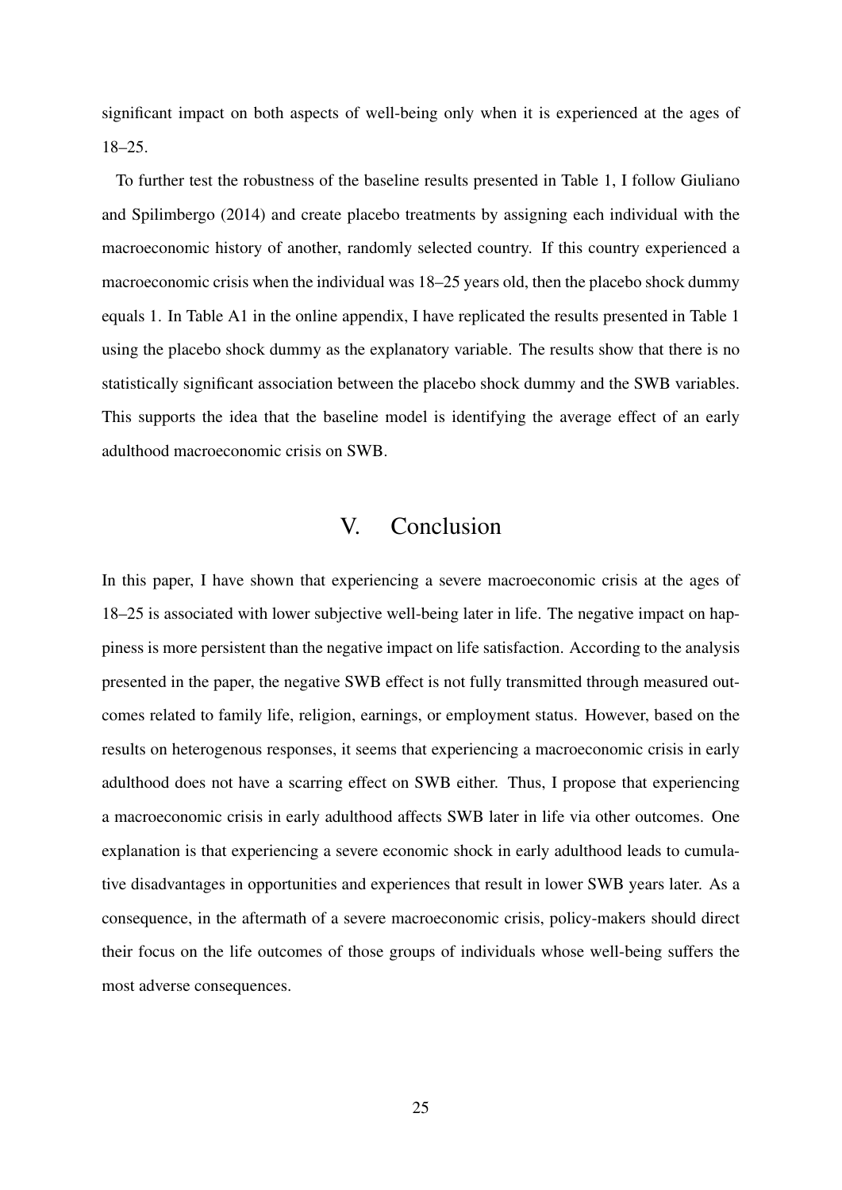significant impact on both aspects of well-being only when it is experienced at the ages of 18–25.

To further test the robustness of the baseline results presented in Table 1, I follow Giuliano and Spilimbergo (2014) and create placebo treatments by assigning each individual with the macroeconomic history of another, randomly selected country. If this country experienced a macroeconomic crisis when the individual was 18–25 years old, then the placebo shock dummy equals 1. In Table A1 in the online appendix, I have replicated the results presented in Table 1 using the placebo shock dummy as the explanatory variable. The results show that there is no statistically significant association between the placebo shock dummy and the SWB variables. This supports the idea that the baseline model is identifying the average effect of an early adulthood macroeconomic crisis on SWB.

# V. Conclusion

In this paper, I have shown that experiencing a severe macroeconomic crisis at the ages of 18–25 is associated with lower subjective well-being later in life. The negative impact on happiness is more persistent than the negative impact on life satisfaction. According to the analysis presented in the paper, the negative SWB effect is not fully transmitted through measured outcomes related to family life, religion, earnings, or employment status. However, based on the results on heterogenous responses, it seems that experiencing a macroeconomic crisis in early adulthood does not have a scarring effect on SWB either. Thus, I propose that experiencing a macroeconomic crisis in early adulthood affects SWB later in life via other outcomes. One explanation is that experiencing a severe economic shock in early adulthood leads to cumulative disadvantages in opportunities and experiences that result in lower SWB years later. As a consequence, in the aftermath of a severe macroeconomic crisis, policy-makers should direct their focus on the life outcomes of those groups of individuals whose well-being suffers the most adverse consequences.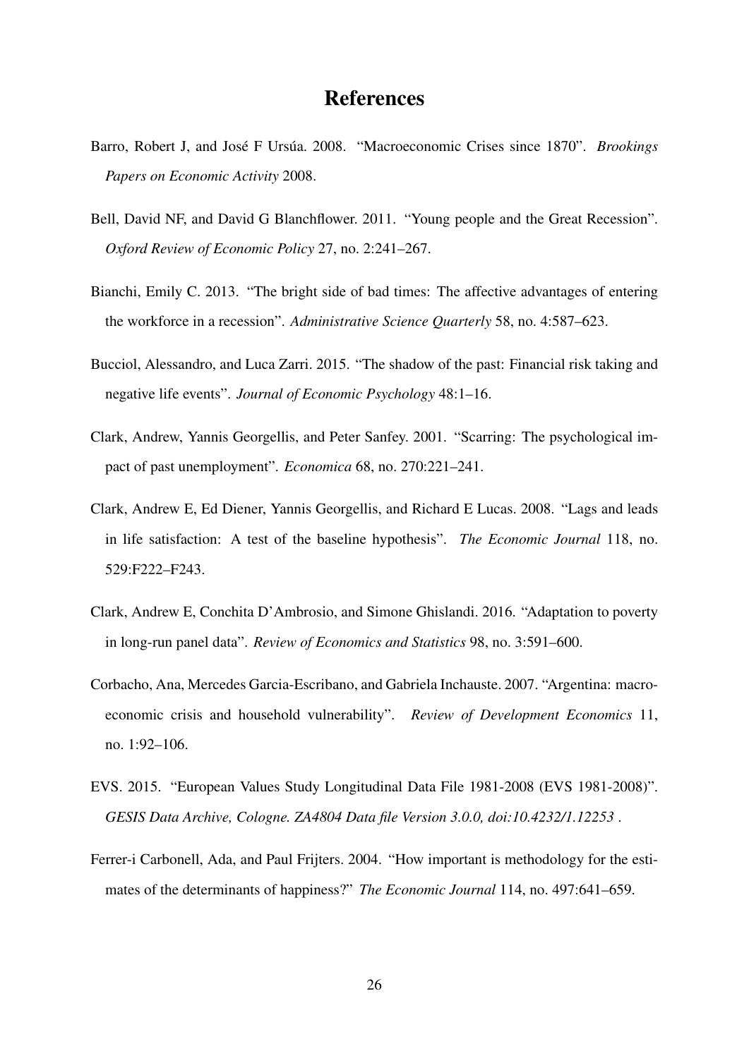# References

Barro, Robert J, and José F Ursúa. 2008. "Macroeconomic Crises since 1870". *Brookings Papers on Economic Activity* 2008.

Bell, David NF, and David G Blanchflower. 2011. "Young people and the Great Recession". *Oxford Review of Economic Policy* 27, no. 2:241–267.

Bianchi, Emily C. 2013. "The bright side of bad times: The affective advantages of entering the workforce in a recession". *Administrative Science Quarterly* 58, no. 4:587–623.

Bucciol, Alessandro, and Luca Zarri. 2015. "The shadow of the past: Financial risk taking and negative life events". *Journal of Economic Psychology* 48:1–16.

Clark, Andrew, Yannis Georgellis, and Peter Sanfey. 2001. "Scarring: The psychological impact of past unemployment". *Economica* 68, no. 270:221–241.

Clark, Andrew E, Ed Diener, Yannis Georgellis, and Richard E Lucas. 2008. "Lags and leads in life satisfaction: A test of the baseline hypothesis". *The Economic Journal* 118, no. 529:F222–F243.

Clark, Andrew E, Conchita D'Ambrosio, and Simone Ghislandi. 2016. "Adaptation to poverty in long-run panel data". *Review of Economics and Statistics* 98, no. 3:591–600.

Corbacho, Ana, Mercedes Garcia-Escribano, and Gabriela Inchauste. 2007. "Argentina: macroeconomic crisis and household vulnerability". *Review of Development Economics* 11, no. 1:92–106.

EVS. 2015. "European Values Study Longitudinal Data File 1981-2008 (EVS 1981-2008)". *GESIS Data Archive, Cologne. ZA4804 Data file Version 3.0.0, doi:10.4232/1.12253* .

Ferrer-i Carbonell, Ada, and Paul Frijters. 2004. "How important is methodology for the estimates of the determinants of happiness?" *The Economic Journal* 114, no. 497:641–659.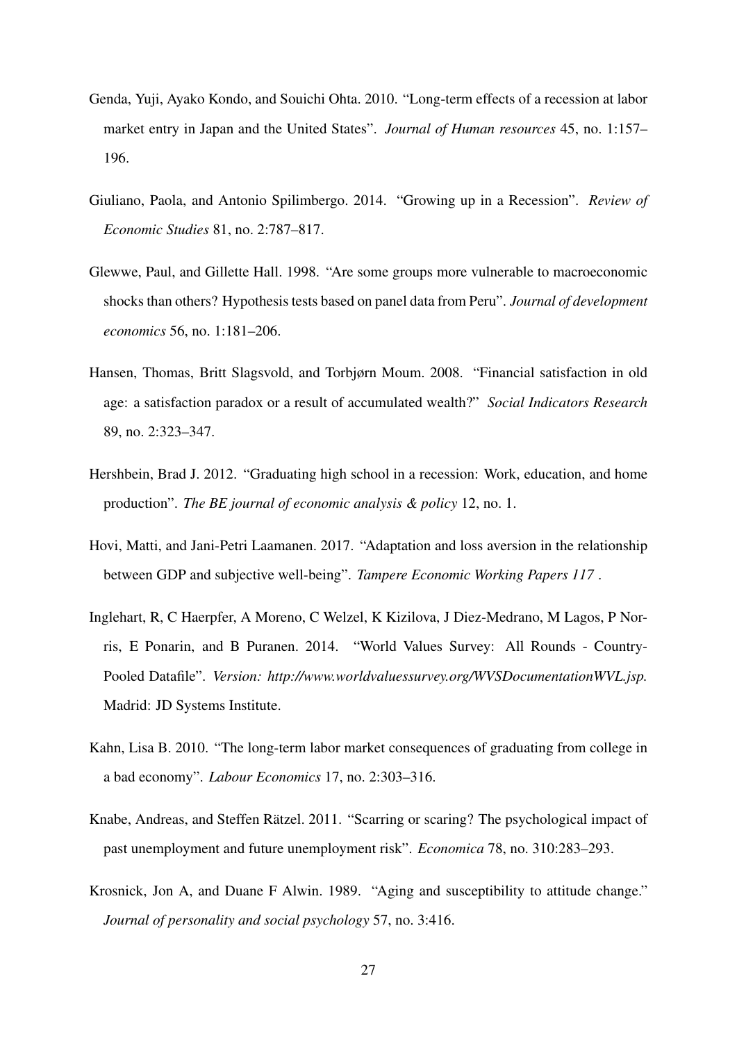Genda, Yuji, Ayako Kondo, and Souichi Ohta. 2010. "Long-term effects of a recession at labor market entry in Japan and the United States". *Journal of Human resources* 45, no. 1:157–196.

Giuliano, Paola, and Antonio Spilimbergo. 2014. "Growing up in a Recession". *Review of Economic Studies* 81, no. 2:787–817.

Glewwe, Paul, and Gillette Hall. 1998. "Are some groups more vulnerable to macroeconomic shocks than others? Hypothesis tests based on panel data from Peru". *Journal of development economics* 56, no. 1:181–206.

Hansen, Thomas, Britt Slagsvold, and Torbjørn Moum. 2008. "Financial satisfaction in old age: a satisfaction paradox or a result of accumulated wealth?" *Social Indicators Research* 89, no. 2:323–347.

Hershbein, Brad J. 2012. "Graduating high school in a recession: Work, education, and home production". *The BE journal of economic analysis & policy* 12, no. 1.

Hovi, Matti, and Jani-Petri Laamanen. 2017. "Adaptation and loss aversion in the relationship between GDP and subjective well-being". *Tampere Economic Working Papers 117* .

Inglehart, R, C Haerpfer, A Moreno, C Welzel, K Kizilova, J Diez-Medrano, M Lagos, P Norris, E Ponarin, and B Puranen. 2014. "World Values Survey: All Rounds - Country-Pooled Datafile". *Version: http://www.worldvaluessurvey.org/WVSDocumentationWVL.jsp.* Madrid: JD Systems Institute.

Kahn, Lisa B. 2010. "The long-term labor market consequences of graduating from college in a bad economy". *Labour Economics* 17, no. 2:303–316.

Knabe, Andreas, and Steffen Rätzel. 2011. "Scarring or scaring? The psychological impact of past unemployment and future unemployment risk". *Economica* 78, no. 310:283–293.

Krosnick, Jon A, and Duane F Alwin. 1989. "Aging and susceptibility to attitude change." *Journal of personality and social psychology* 57, no. 3:416.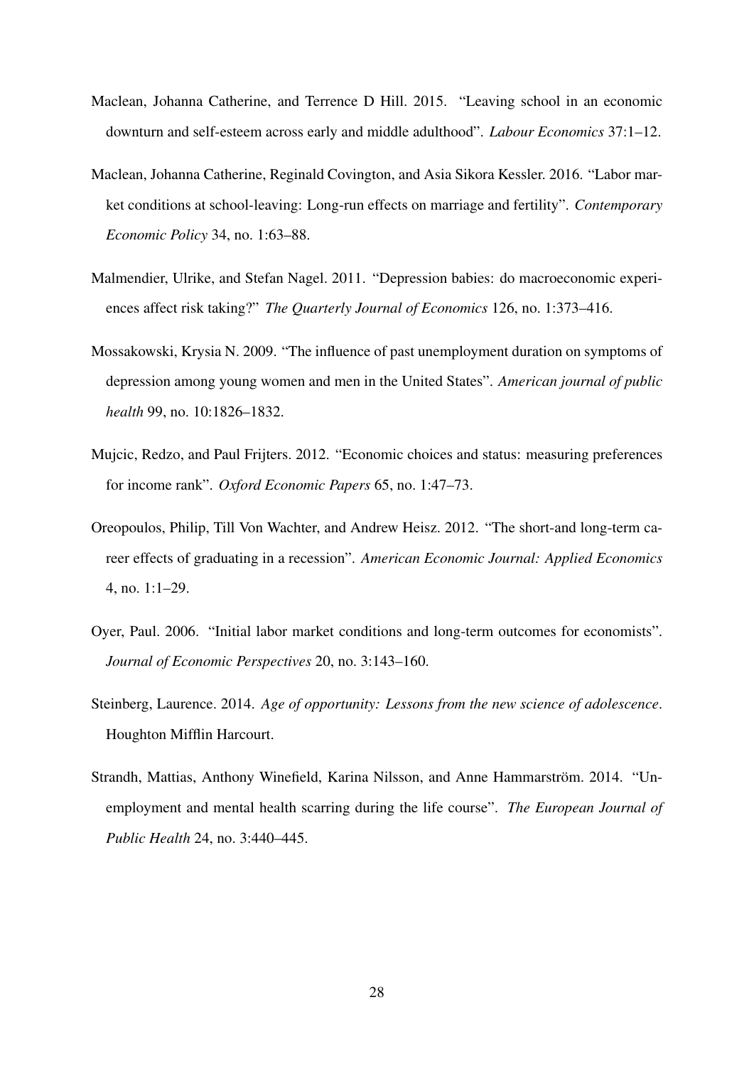Maclean, Johanna Catherine, and Terrence D Hill. 2015. "Leaving school in an economic downturn and self-esteem across early and middle adulthood". *Labour Economics* 37:1–12.

Maclean, Johanna Catherine, Reginald Covington, and Asia Sikora Kessler. 2016. "Labor market conditions at school-leaving: Long-run effects on marriage and fertility". *Contemporary Economic Policy* 34, no. 1:63–88.

Malmendier, Ulrike, and Stefan Nagel. 2011. "Depression babies: do macroeconomic experiences affect risk taking?" *The Quarterly Journal of Economics* 126, no. 1:373–416.

Mossakowski, Krysia N. 2009. "The influence of past unemployment duration on symptoms of depression among young women and men in the United States". *American journal of public health* 99, no. 10:1826–1832.

Mujcic, Redzo, and Paul Frijters. 2012. "Economic choices and status: measuring preferences for income rank". *Oxford Economic Papers* 65, no. 1:47–73.

Oreopoulos, Philip, Till Von Wachter, and Andrew Heisz. 2012. "The short-and long-term career effects of graduating in a recession". *American Economic Journal: Applied Economics* 4, no. 1:1–29.

Oyer, Paul. 2006. "Initial labor market conditions and long-term outcomes for economists". *Journal of Economic Perspectives* 20, no. 3:143–160.

Steinberg, Laurence. 2014. *Age of opportunity: Lessons from the new science of adolescence*. Houghton Mifflin Harcourt.

Strandh, Mattias, Anthony Winefield, Karina Nilsson, and Anne Hammarström. 2014. "Unemployment and mental health scarring during the life course". *The European Journal of Public Health* 24, no. 3:440–445.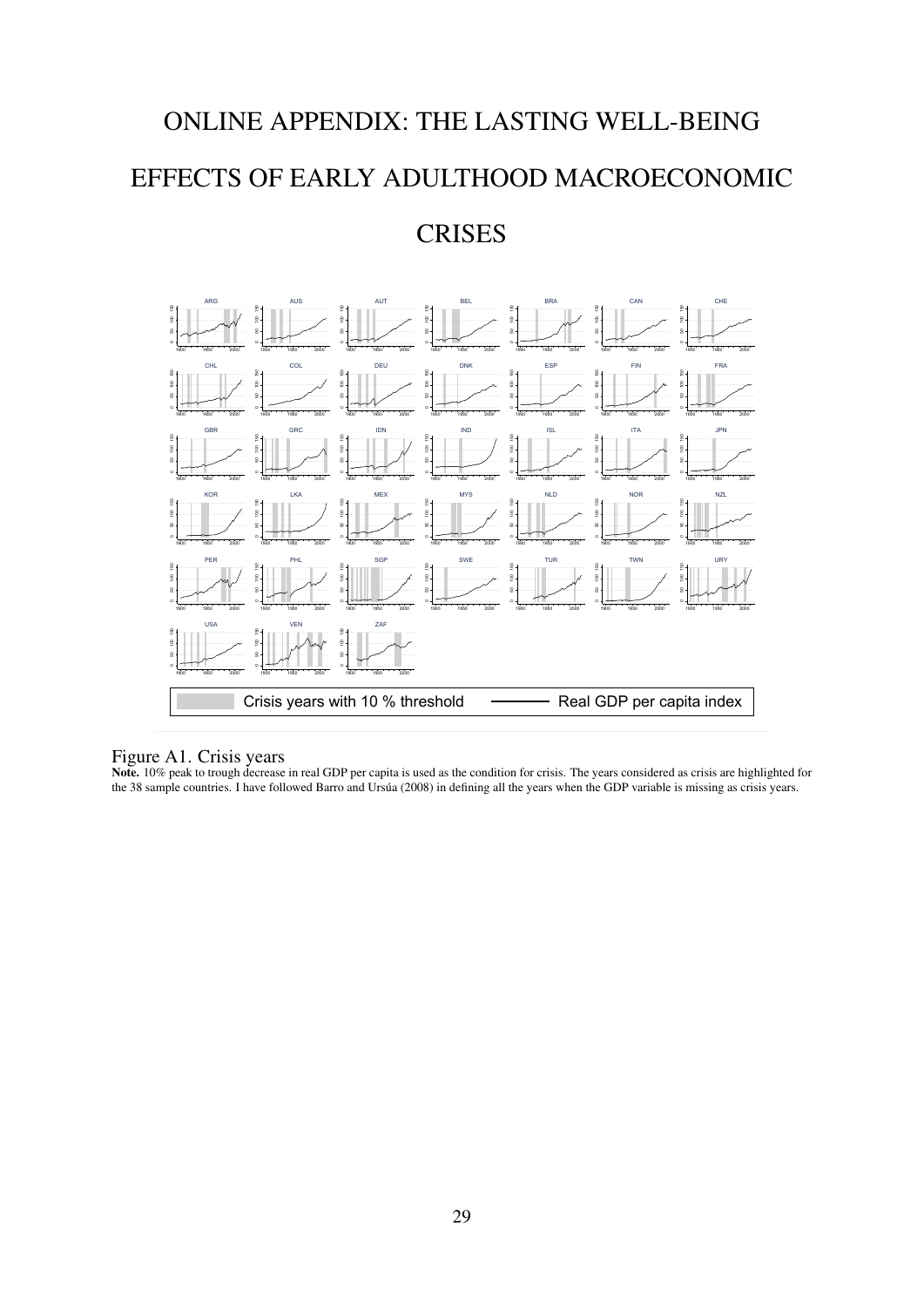# ONLINE APPENDIX: THE LASTING WELL-BEING EFFECTS OF EARLY ADULTHOOD MACROECONOMIC CRISES

Figure A1. Crisis years

**Note.** 10% peak to trough decrease in real GDP per capita is used as the condition for crisis. The years considered as crisis are highlighted for the 38 sample countries. I have followed Barro and Ursúa (2008) in defining all the years when the GDP variable is missing as crisis years.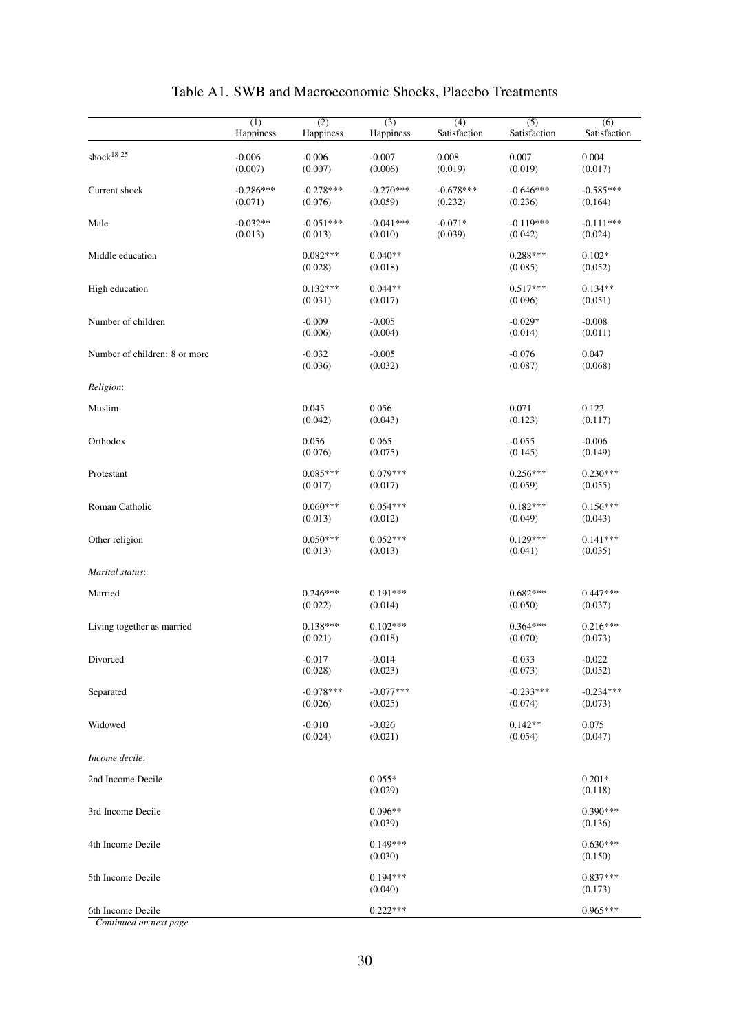# Table A1. SWB and Macroeconomic Shocks, Placebo Treatments

| | (1) Happiness | (2) Happiness | (3) Happiness | (4) Satisfaction | (5) Satisfaction | (6) Satisfaction |
|---|---|---|---|---|---|---|
| shock$^{18\text{-}25}$ | -0.006 | -0.006 | -0.007 | 0.008 | 0.007 | 0.004 |
| | (0.007) | (0.007) | (0.006) | (0.019) | (0.019) | (0.017) |
| Current shock | -0.286*** | -0.278*** | -0.270*** | -0.678*** | -0.646*** | -0.585*** |
| | (0.071) | (0.076) | (0.059) | (0.232) | (0.236) | (0.164) |
| Male | -0.032** | -0.051*** | -0.041*** | -0.071* | -0.119*** | -0.111*** |
| | (0.013) | (0.013) | (0.010) | (0.039) | (0.042) | (0.024) |
| Middle education | | 0.082*** | 0.040** | | 0.288*** | 0.102* |
| | | (0.028) | (0.018) | | (0.085) | (0.052) |
| High education | | 0.132*** | 0.044** | | 0.517*** | 0.134** |
| | | (0.031) | (0.017) | | (0.096) | (0.051) |
| Number of children | | -0.009 | -0.005 | | -0.029* | -0.008 |
| | | (0.006) | (0.004) | | (0.014) | (0.011) |
| Number of children: 8 or more | | -0.032 | -0.005 | | -0.076 | 0.047 |
| | | (0.036) | (0.032) | | (0.087) | (0.068) |
| *Religion*: | | | | | | |
| Muslim | | 0.045 | 0.056 | | 0.071 | 0.122 |
| | | (0.042) | (0.043) | | (0.123) | (0.117) |
| Orthodox | | 0.056 | 0.065 | | -0.055 | -0.006 |
| | | (0.076) | (0.075) | | (0.145) | (0.149) |
| Protestant | | 0.085*** | 0.079*** | | 0.256*** | 0.230*** |
| | | (0.017) | (0.017) | | (0.059) | (0.055) |
| Roman Catholic | | 0.060*** | 0.054*** | | 0.182*** | 0.156*** |
| | | (0.013) | (0.012) | | (0.049) | (0.043) |
| Other religion | | 0.050*** | 0.052*** | | 0.129*** | 0.141*** |
| | | (0.013) | (0.013) | | (0.041) | (0.035) |
| *Marital status*: | | | | | | |
| Married | | 0.246*** | 0.191*** | | 0.682*** | 0.447*** |
| | | (0.022) | (0.014) | | (0.050) | (0.037) |
| Living together as married | | 0.138*** | 0.102*** | | 0.364*** | 0.216*** |
| | | (0.021) | (0.018) | | (0.070) | (0.073) |
| Divorced | | -0.017 | -0.014 | | -0.033 | -0.022 |
| | | (0.028) | (0.023) | | (0.073) | (0.052) |
| Separated | | -0.078*** | -0.077*** | | -0.233*** | -0.234*** |
| | | (0.026) | (0.025) | | (0.074) | (0.073) |
| Widowed | | -0.010 | -0.026 | | 0.142** | 0.075 |
| | | (0.024) | (0.021) | | (0.054) | (0.047) |
| *Income decile*: | | | | | | |
| 2nd Income Decile | | | 0.055* | | | 0.201* |
| | | | (0.029) | | | (0.118) |
| 3rd Income Decile | | | 0.096** | | | 0.390*** |
| | | | (0.039) | | | (0.136) |
| 4th Income Decile | | | 0.149*** | | | 0.630*** |
| | | | (0.030) | | | (0.150) |
| 5th Income Decile | | | 0.194*** | | | 0.837*** |
| | | | (0.040) | | | (0.173) |
| 6th Income Decile | | | 0.222*** | | | 0.965*** |

*Continued on next page*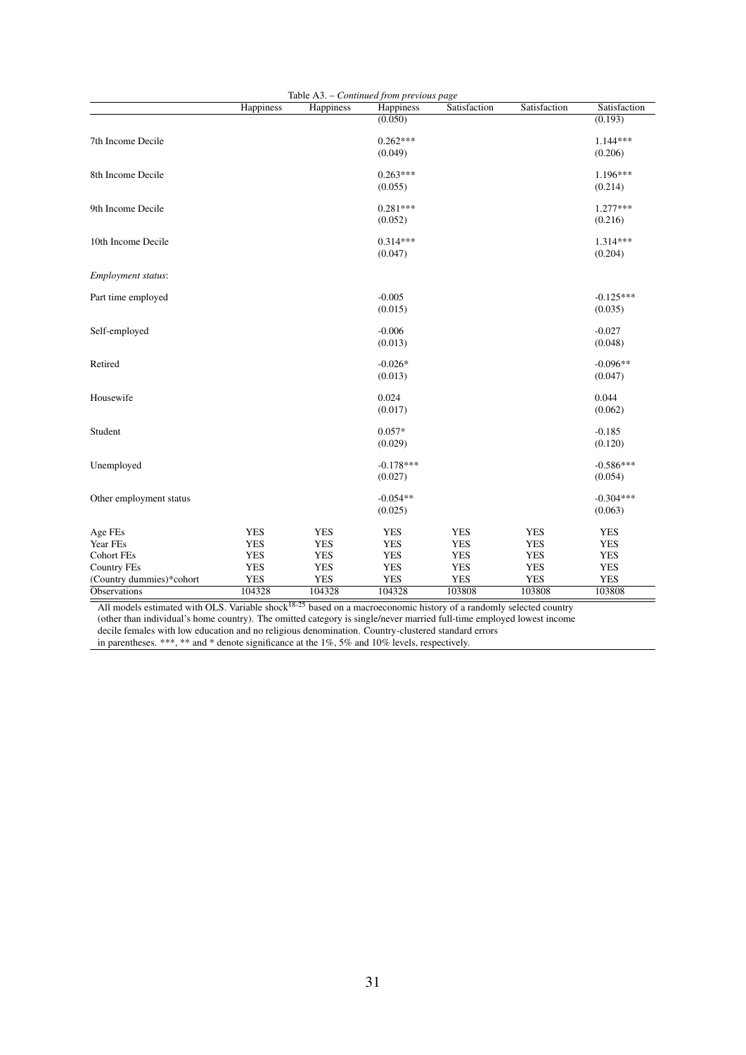Table A3. – *Continued from previous page*

| | Happiness | Happiness | Happiness | Satisfaction | Satisfaction | Satisfaction |
|---|---|---|---|---|---|---|
| | | | (0.050) | | | (0.193) |
| 7th Income Decile | | | 0.262*** | | | 1.144*** |
| | | | (0.049) | | | (0.206) |
| 8th Income Decile | | | 0.263*** | | | 1.196*** |
| | | | (0.055) | | | (0.214) |
| 9th Income Decile | | | 0.281*** | | | 1.277*** |
| | | | (0.052) | | | (0.216) |
| 10th Income Decile | | | 0.314*** | | | 1.314*** |
| | | | (0.047) | | | (0.204) |
| *Employment status*: | | | | | | |
| Part time employed | | | -0.005 | | | -0.125*** |
| | | | (0.015) | | | (0.035) |
| Self-employed | | | -0.006 | | | -0.027 |
| | | | (0.013) | | | (0.048) |
| Retired | | | -0.026* | | | -0.096** |
| | | | (0.013) | | | (0.047) |
| Housewife | | | 0.024 | | | 0.044 |
| | | | (0.017) | | | (0.062) |
| Student | | | 0.057* | | | -0.185 |
| | | | (0.029) | | | (0.120) |
| Unemployed | | | -0.178*** | | | -0.586*** |
| | | | (0.027) | | | (0.054) |
| Other employment status | | | -0.054** | | | -0.304*** |
| | | | (0.025) | | | (0.063) |
| Age FEs | YES | YES | YES | YES | YES | YES |
| Year FEs | YES | YES | YES | YES | YES | YES |
| Cohort FEs | YES | YES | YES | YES | YES | YES |
| Country FEs | YES | YES | YES | YES | YES | YES |
| (Country dummies)*cohort | YES | YES | YES | YES | YES | YES |
| Observations | 104328 | 104328 | 104328 | 103808 | 103808 | 103808 |

All models estimated with OLS. Variable shock$^{18\text{-}25}$ based on a macroeconomic history of a randomly selected country (other than individual's home country). The omitted category is single/never married full-time employed lowest income decile females with low education and no religious denomination. Country-clustered standard errors in parentheses. ***, ** and * denote significance at the 1%, 5% and 10% levels, respectively.